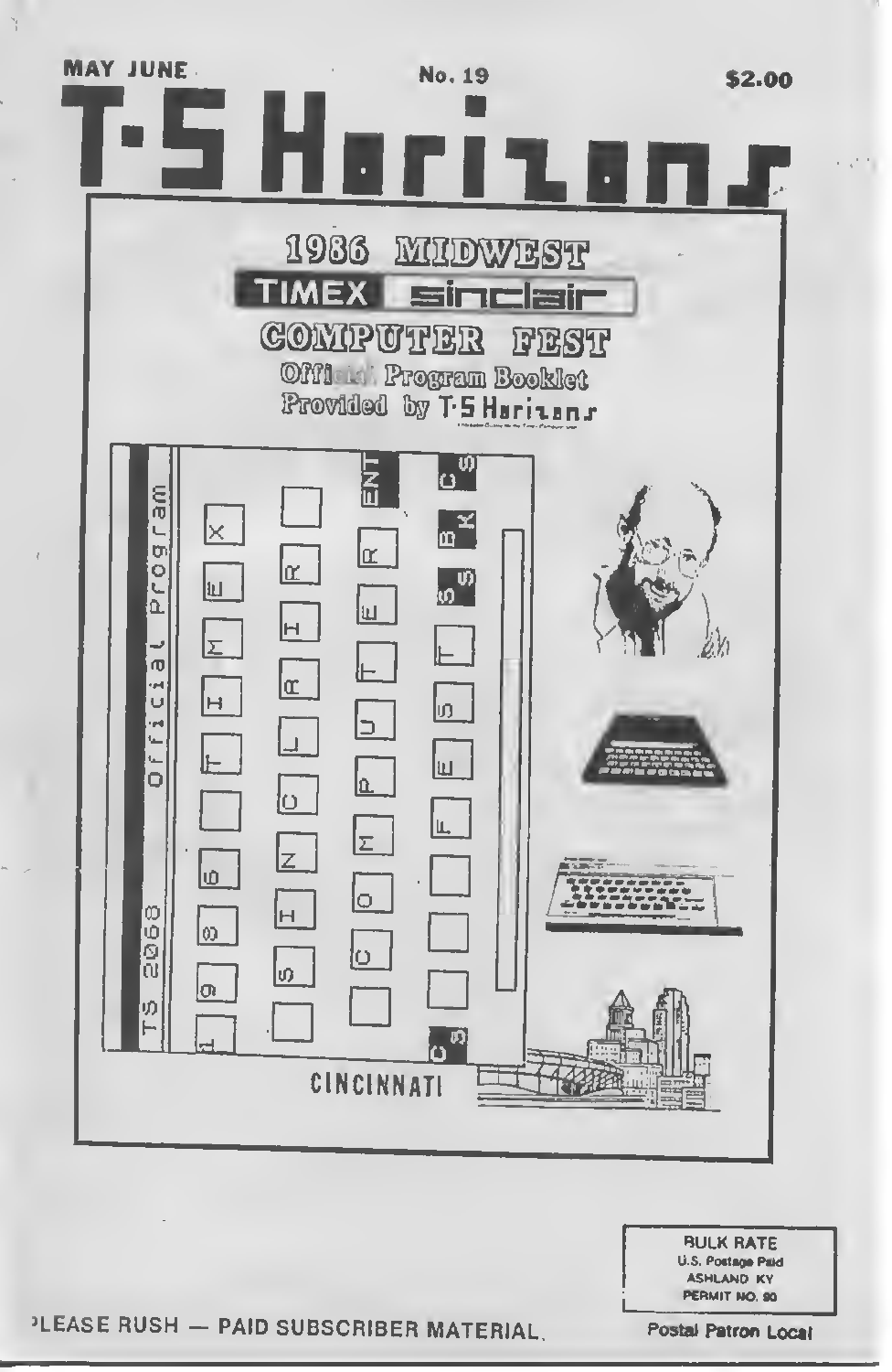MAY JUNE    No. 19    $2.00

# T·S Horizons

## 1986 MIDWEST

### TIMEX sinclair

## COMPUTER FEST

Official Program Booklet
Provided by T·S Horizons

Official Program

TS 2068

1986 TIMEX

SINCLAIR

COMPUTER

FEST

CINCINNATI

BULK RATE
U.S. Postage Paid
ASHLAND KY
PERMIT NO. 90

Postal Patron Local

PLEASE RUSH — PAID SUBSCRIBER MATERIAL.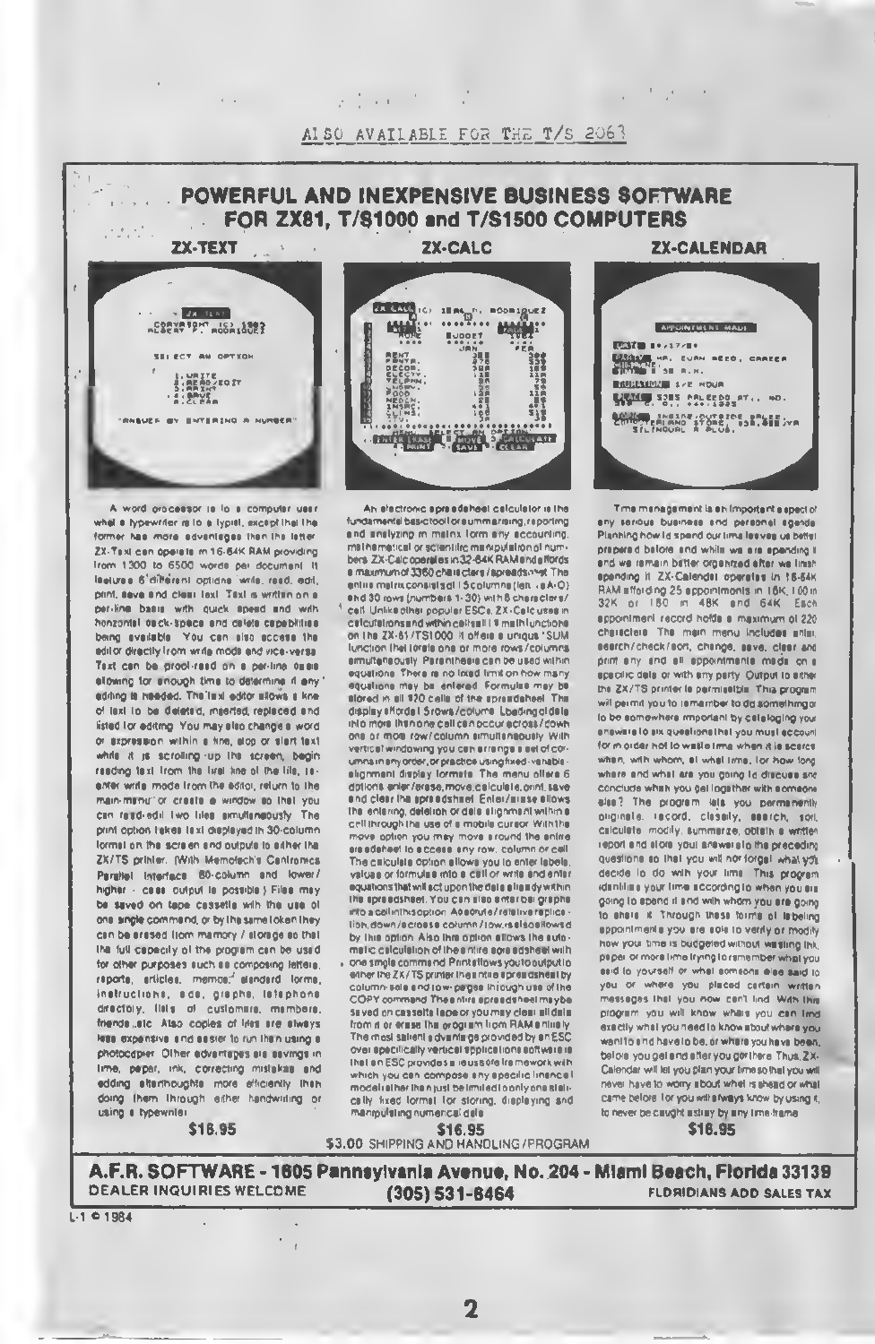ALSO AVAILABLE FOR THE T/S 2068

# POWERFUL AND INEXPENSIVE BUSINESS SOFTWARE FOR ZX81, T/S1000 and T/S1500 COMPUTERS

## ZX-TEXT

A word processor is to a computer user what a typewriter is to a typist, except that the former has more advantages than the latter. ZX-Text can operate in 16-64K RAM providing from 1300 to 6500 words per document. It features 6 different options: write, read, edit, print, save and clear text. Text is written on a per-line basis with quick speed and with horizontal back-space and delete capabilities being available. You can also access the editor directly from write mode and vice-versa. Text can be proof-read on a per-line basis allowing for enough time to determine if any editing is needed. The text editor allows a line of text to be deleted, inserted, replaced and listed for editing. You may also change a word or expression within a line, stop or start text while it is scrolling up the screen, begin reading text from the last line of the file, re-enter write mode from the editor, return to the main menu or create a window so that you can read/edit two files simultaneously. The print option takes text displayed in 30-column format on the screen and outputs to either the ZX/TS printer. (With Memotech's Centronics Parallel Interface 80-column and lower/higher - case output is possible.) Files may be saved on tape cassette with the use of one single command, or by the same token they can be erased from memory / storage so that the full capacity of the program can be used for other purposes such as composing letters, reports, articles, memos, standard forms, instructions, ads, graphs, telephone directory, lists of customers, members, friends, etc. Also copies of files are always less expensive and easier to run than using a photocopier. Other advantages are savings in time, paper, ink, correcting mistakes and adding afterthoughts more efficiently than doing them through either handwriting or using a typewriter.

**$16.95**

## ZX-CALC

An electronic spreadsheet calculator is the fundamental basic tool for summarizing, reporting and analyzing in matrix form any accounting, mathematical or scientific manipulation of numbers. ZX-Calc operates in 32-64K RAM and affords a maximum of 3360 characters/spreadsheet. The entire matrix consists of 15 columns (len. A-O) and 30 rows (numbers 1-30) with 8 characters/cell. Unlike other popular ESCs, ZX-Calc uses in calculations and within cells all 11 math functions on the ZX-81/TS1000. It offers a unique "SUM" function that totals one or more rows/columns simultaneously. Parentheses can be used within equations. There is no fixed limit on how many equations may be entered. Formulas may be stored in all 120 cells of the spreadsheet. The display affords 5 rows/columns. Loading of data into more than one cell can occur across/down one or more row/column simultaneously. With vertical windowing you can arrange a set of columns in any order, or practice using fixed-variable-alignment display formats. The menu offers 6 options: enter/erase, move, calculate, print, save and clear the spreadsheet. Enter/erase allows the entering, deletion or data alignment within a cell through the use of a mobile cursor. With the move option you may move around the entire spreadsheet to access any row, column or cell. The calculate option allows you to enter labels, values or formulas into a cell or write and enter equations that will act upon the data already within the spreadsheet. You can also enter bar graphs into a cell in this option. Absolute/relative replication, down/across a column/row is also allowed by this option. Also this option allows the automatic calculation of the entire spreadsheet with one single command. Print allows you to output to either the ZX/TS printer the entire spreadsheet by column-sets and row-pages through use of the COPY command. The entire spreadsheet may be saved on cassette tape or you may clear all data from it or erase the program from RAM entirely. The most salient advantage provided by an ESC over specifically vertical applications software is that an ESC provides a reusable framework with which you can compose any specific financial model rather than just be limited to only one statically fixed format for storing, displaying and manipulating numerical data.

**$16.95**

## ZX-CALENDAR

Time management is an important aspect of any serious business and personal agenda. Planning how to spend our time leaves us better prepared before and while we are spending it and we remain better organized after we finish spending it. ZX-Calendar operates in 16-64K RAM affording 25 appointments in 16K, 100 in 32K or 180 in 48K and 64K. Each appointment record holds a maximum of 220 characters. The main menu includes enter, search/check/sort, change, save, clear and print any and all appointments made on a specific date or with any party. Output to either the ZX/TS printer is permissible. This program will permit you to remember to do something or to be somewhere important by cataloging your answers to six questions that you must account for in order not to waste time when it is scarce: when, with whom, at what time, for how long, where and what are you going to discuss and conclude when you get together with someone else? The program lets you permanently originate, record, classify, search, sort, calculate, modify, summarize, obtain a written report and store your answers to the preceding questions so that you will not forget what you decide to do with your time. This program identifies your time according to when you are going to spend it and with whom you are going to share it. Through these forms of labeling appointments you are able to verify or modify how your time is budgeted without wasting ink, paper or more time trying to remember what you said to yourself or what someone else said to you or where you placed certain written messages that you now can't find. With this program you will know where you can find exactly what you need to know about where you want to and have to be, or where you have been, before you get and after you get there. Thus, ZX-Calendar will let you plan your time so that you will never have to worry about what is ahead or what came before for you will always know by using it, to never be caught astray by any time frame.

**$16.95**

$3.00 SHIPPING AND HANDLING/PROGRAM

**A.F.R. SOFTWARE - 1605 Pennsylvania Avenue, No. 204 - Miami Beach, Florida 33139**

DEALER INQUIRIES WELCOME — **(305) 531-6464** — FLORIDIANS ADD SALES TAX

L-1 © 1984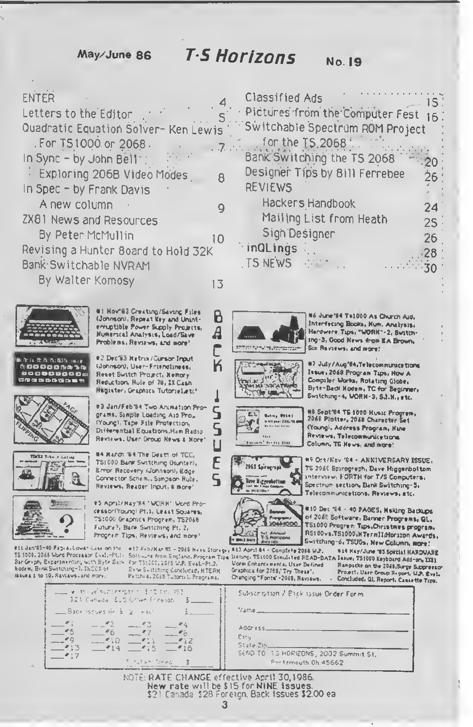May/June 86 **T·S Horizons** No. 19

| | |
|---|---|
| ENTER | 4 |
| Letters to the Editor | 5 |
| Quadratic Equation Solver- Ken Lewis For TS1000 or 2068 | 7 |
| In Sync - by John Bell Exploring 2068 Video Modes | 8 |
| In Spec - by Frank Davis A new column | 9 |
| ZX81 News and Resources By Peter McMullin | 10 |
| Revising a Hunter Board to Hold 32K | |
| Bank Switchable NVRAM By Walter Komosy | 13 |
| Classified Ads | 15 |
| Pictures from the Computer Fest | 16 |
| Switchable Spectrum ROM Project for the TS 2068 | |
| Bank Switching the TS 2068 | 20 |
| Designer Tips by Bill Ferrebee | 26 |
| REVIEWS | |
| Hackers Handbook | 24 |
| Mailing List from Heath | 25 |
| Sign Designer | 26 |
| inQLings | 28 |
| TS NEWS | 30 |

## BACK ISSUES

#1 Nov'83 Creating/Saving Files (Johnson), Repeat Key and Uninterruptible Power Supply Projects, Numerical Analysis, Load/Save Problems, Reviews, and more!

#2 Dec'83 Matrix/Cursor Input (Johnson), User-Friendliness, Reset Switch Project, Memory Reduction, Rule of 78, ZX Cash Register, Graphics Tutorial, etc!

#3 Jan/Feb'84 Two Animation Programs, Simple Loading Aid Pro. (Young), Tape File Protection, Differential Equations, Ham Radio Reviews, User Group News & More!

#4 March '84 The Death of TCC, TS1000 Bank Switching (Hunter), Error Recovery (Johnson), Edge Connector Schem., Simpson Rule, Reviews, Reader Input, & more!

#5 April/May'84 'WORM' Word Processor (Young) Pt.1, Least Squares, TS1000 Graphics Program, TS2068 Future?, Bank Switching Pt. 2, Program Tips, Reviews, and more!

#6 June'84 Ts1000 As Church Aid, Interfacing Books, Num. Analysis, Hardware Tips, "WORM"-2, Switching-3, Good News from EA Brown, Six Reviews, and more!

#7 July/Aug'84, Telecommunications Issue, 2068 Program Tips, How A Computer Works, Rotating Globe, Byte-Back Modem, TC for Beginner, Switching-4, WORM-3, S.I.N., etc.

#8 Sept'84 TS 1000 Music Program, 2068 Plotter, 2068 Character Set (Young), Address Program, Nine Reviews, Telecommunications Column, TS News, and more!

#9 Oct/Nov '84 - ANNIVERSARY ISSUE, TS 2068 Spirograph, Dave Higgenbottom interview, FORTH for T/S Computers, Spectrum section, Bank Switching-5, Telecommunications, Reviews, etc.

#10 Dec '84 - 40 PAGES, Making Backups of 2068 Software, Banner Programs, QL, TS1000 Program Tips, Christmas program, RS100 vs. TS1000, H Term II/Horizon Awards, Switching-6, TSUGs, New Column, more!

#11 Jan'85-40 Pages, Lower Case on the TS 1000, 2068 Word Processor Eval.-Pt.1, Bar Graph, Experimenting with Byte Back Modem, Bank Switching-7, INDEX of issues 1 to 10, Reviews, and more.

#12 Feb/Mar 85 - 2068 Mass Storage, Software from England, Program Tips for TS1000, 2068 W.P. Eval.-Pt.2, Bank Switching Concluded, MTERM Patches, 2068 Tutorial, Programs.

#13 April 85 - Complete 2068 W.P. Listing, TS1000 Simulated READ-DATA Word Enhancements, User Defined Graphics for 2068, 'Try These', Changing "Fonts"-2068, Reviews.

#14 May/June '85 Special HARDWARE Issue, TS1000 Keyboard Add-on, ZX81 Rampacks on the 2068, Surge Suppressor Project, User Group Report, W.P. Eval. Concluded, QL Report, Cassette Tips.

___ 9 issue subscription $15 (in US)
$21 Canada $28 Other Foreign $____

___ Back issues @ $2 each $____

___ #1 ___ #2 ___ #3 ___ #4
___ #5 ___ #6 ___ #7 ___ #8
___ #9 ___ #10 ___ #11 ___ #12
___ #13 ___ #14 ___ #15 ___ #16
___ #17

Total enclosed $____

Subscription / Back issue Order Form

Name ____________

Address ____________

City ____________

State Zip ____________

SEND TO: TS HORIZONS, 2002 Summit St. Portsmouth Oh 45662

NOTE: RATE CHANGE effective April 30, 1986.
New rate will be $15 for NINE issues.
$21 Canada $28 Foreign. Back issues $2.00 ea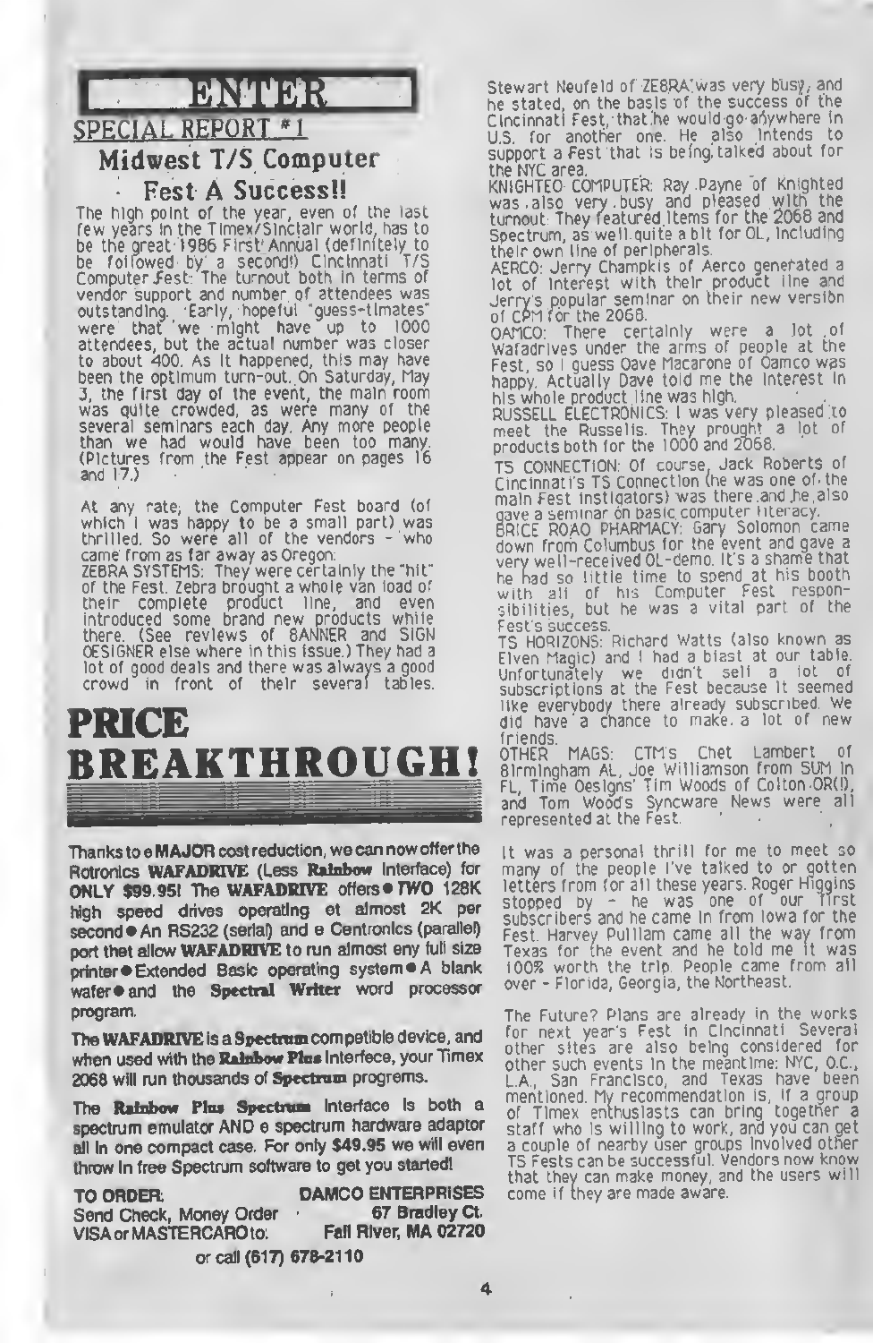# ENTER

## SPECIAL REPORT #1

### Midwest T/S Computer Fest A Success!!

The high point of the year, even of the last few years in the Timex/Sinclair world, has to be the great 1986 First Annual (definitely to be followed by a second!) Cincinnati T/S Computer Fest. The turnout both in terms of vendor support and number of attendees was outstanding. Early, hopeful "guess-timates" were that we might have up to 1000 attendees, but the actual number was closer to about 400. As it happened, this may have been the optimum turn-out. On Saturday, May 3, the first day of the event, the main room was quite crowded, as were many of the several seminars each day. Any more people than we had would have been too many. (Pictures from the Fest appear on pages 16 and 17.)

At any rate, the Computer Fest board (of which I was happy to be a small part) was thrilled. So were all of the vendors - who came from as far away as Oregon:

ZEBRA SYSTEMS: They were certainly the "hit" of the Fest. Zebra brought a whole van load of their complete product line, and even introduced some brand new products while there. (See reviews of BANNER and SIGN DESIGNER else where in this issue.) They had a lot of good deals and there was always a good crowd in front of their several tables. Stewart Neufeld of ZEBRA was very busy, and he stated, on the basis of the success of the Cincinnati Fest, that he would go anywhere in U.S. for another one. He also intends to support a Fest that is being talked about for the NYC area.

KNIGHTED COMPUTER: Ray Payne of Knighted was also very busy and pleased with the turnout. They featured items for the 2068 and Spectrum, as well quite a bit for QL, including their own line of peripherals.

AERCO: Jerry Champkis of Aerco generated a lot of interest with their product line and Jerry's popular seminar on their new version of CPM for the 2068.

DAMCO: There certainly were a lot of Wafadrives under the arms of people at the Fest, so I guess Dave Macarone of Damco was happy. Actually Dave told me the interest in his whole product line was high.

RUSSELL ELECTRONICS: I was very pleased to meet the Russells. They prought a lot of products both for the 1000 and 2068.

TS CONNECTION: Of course, Jack Roberts of Cincinnati's TS Connection (he was one of the main Fest instigators) was there and he also gave a seminar on basic computer literacy.

BRICE ROAD PHARMACY: Gary Solomon came down from Columbus for the event and gave a very well-received QL-demo. It's a shame that he had so little time to spend at his booth with all of his Computer Fest responsibilities, but he was a vital part of the Fest's success.

TS HORIZONS: Richard Watts (also known as Elven Magic) and I had a blast at our table. Unfortunately we didn't sell a lot of subscriptions at the Fest because it seemed like everybody there already subscribed. We did have a chance to make a lot of new friends.

OTHER MAGS: CTM's Chet Lambert of Birmingham AL, Joe Williamson from SUM in FL, Time Designs' Tim Woods of Colton OR(!), and Tom Wood's Syncware News were all represented at the Fest.

It was a personal thrill for me to meet so many of the people I've talked to or gotten letters from for all these years. Roger Higgins stopped by - he was one of our first subscribers and he came in from Iowa for the Fest. Harvey Pulliam came all the way from Texas for the event and he told me it was 100% worth the trip. People came from all over - Florida, Georgia, the Northeast.

The Future? Plans are already in the works for next year's Fest in Cincinnati. Several other sites are also being considered for other such events in the meantime: NYC, D.C., L.A., San Francisco, and Texas have been mentioned. My recommendation is, if a group of Timex enthusiasts can bring together a staff who is willing to work, and you can get a couple of nearby user groups involved other TS Fests can be successful. Vendors now know that they can make money, and the users will come if they are made aware.

---

# PRICE BREAKTHROUGH!

Thanks to a **MAJOR** cost reduction, we can now offer the Rotronics **WAFADRIVE** (Less **Rainbow** Interface) for **ONLY $99.95!** The **WAFADRIVE** offers ● **TWO** 128K high speed drives operating at almost 2K per second ● An RS232 (serial) and a Centronics (parallel) port that allow **WAFADRIVE** to run almost any full size printer ● Extended Basic operating system ● A blank wafer ● and the **Spectral Writer** word processor program.

The **WAFADRIVE** is a **Spectrum** compatible device, and when used with the **Rainbow Plus** Interface, your Timex 2068 will run thousands of **Spectrum** programs.

The **Rainbow Plus Spectrum** Interface is both a spectrum emulator AND a spectrum hardware adaptor all in one compact case. For only **$49.95** we will even throw in free Spectrum software to get you started!

**TO ORDER:** Send Check, Money Order VISA or MASTERCARD to:

**DAMCO ENTERPRISES**
**67 Bradley Ct.**
**Fall River, MA 02720**

or call (617) 678-2110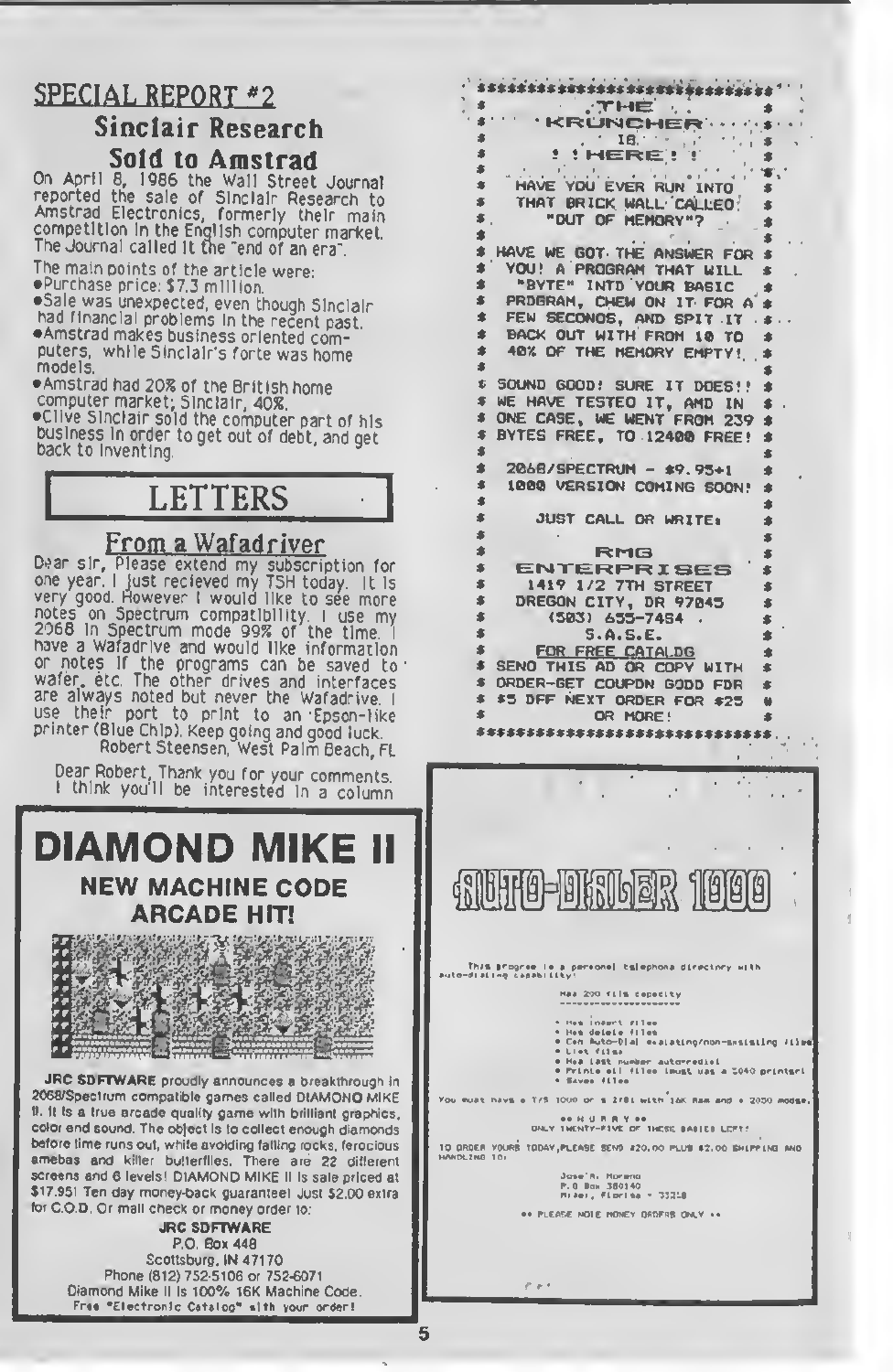## SPECIAL REPORT #2

### Sinclair Research Sold to Amstrad

On April 8, 1986 the Wall Street Journal reported the sale of Sinclair Research to Amstrad Electronics, formerly their main competition in the English computer market. The Journal called it the "end of an era".

The main points of the article were:

- Purchase price: $7.3 million.
- Sale was unexpected, even though Sinclair had financial problems in the recent past.
- Amstrad makes business oriented computers, while Sinclair's forte was home models.
- Amstrad had 20% of the British home computer market; Sinclair, 40%.
- Clive Sinclair sold the computer part of his business in order to get out of debt, and get back to inventing.

## LETTERS

### From a Wafadriver

Dear sir, Please extend my subscription for one year. I just recieved my TSH today. It is very good. However I would like to see more notes on Spectrum compatibility. I use my 2068 in Spectrum mode 99% of the time. I have a Wafadrive and would like information or notes if the programs can be saved to wafer, etc. The other drives and interfaces are always noted but never the Wafadrive. I use their port to print to an Epson-like printer (Blue Chip). Keep going and good luck.

Robert Steensen, West Palm Beach, FL

Dear Robert, Thank you for your comments. I think you'll be interested in a column

---

**DIAMOND MIKE II**

**NEW MACHINE CODE ARCADE HIT!**

**JRC SOFTWARE** proudly announces a breakthrough in 2068/Spectrum compatible games called DIAMOND MIKE II. It is a true arcade quality game with brilliant graphics, color and sound. The object is to collect enough diamonds before time runs out, while avoiding falling rocks, ferocious amebas and killer butterflies. There are 22 different screens and 6 levels! DIAMOND MIKE II is sale priced at $17.95! Ten day money-back guarantee! Just $2.00 extra for C.O.D. Or mail check or money order to:

**JRC SOFTWARE**
P.O. Box 448
Scottsburg, IN 47170
Phone (812) 752-5106 or 752-6071

Diamond Mike II is 100% 16K Machine Code.
Free "Electronic Catalog" with your order!

---

THE KRUNCHER IS HERE! !

HAVE YOU EVER RUN INTO THAT BRICK WALL CALLED "OUT OF MEMORY"?

HAVE WE GOT THE ANSWER FOR YOU! A PROGRAM THAT WILL "BYTE" INTO YOUR BASIC PROGRAM, CHEW ON IT FOR A FEW SECONDS, AND SPIT IT BACK OUT WITH FROM 10 TO 40% OF THE MEMORY EMPTY!

SOUND GOOD! SURE IT DOES!! WE HAVE TESTED IT, AND IN ONE CASE, WE WENT FROM 239 BYTES FREE, TO 12400 FREE!

2068/SPECTRUM - $9.95+1
1000 VERSION COMING SOON!

JUST CALL OR WRITE:

RMG ENTERPRISES
1419 1/2 7TH STREET
OREGON CITY, OR 97045
(503) 655-7484
S.A.S.E.
FOR FREE CATALOG

SEND THIS AD OR COPY WITH ORDER-GET COUPON GOOD FOR $5 OFF NEXT ORDER FOR $25 OR MORE!

---

**AUTO-DIALER 1000**

This program is a personal telephone directory with auto-dialing capability!

Has 200 file capacity

- Has insert files
- Has delete files
- Can Auto-Dial existing/non-existing files
- List files
- Has last number autoredial
- Prints all files (must use a 2040 printer)
- Saves files

You must have a T/S 1000 or a ZX81 with 16K Ram and a 2050 modem.

\*\* H U R R Y \*\*
ONLY TWENTY-FIVE OF THESE BABIES LEFT!

TO ORDER YOURS TODAY, PLEASE SEND $20.00 PLUS $2.00 SHIPPING AND HANDLING TO:

Jose' R. Moreno
P.O. Box 380140
Miami, Florida - 33238

\*\* PLEASE NOTE MONEY ORDERS ONLY \*\*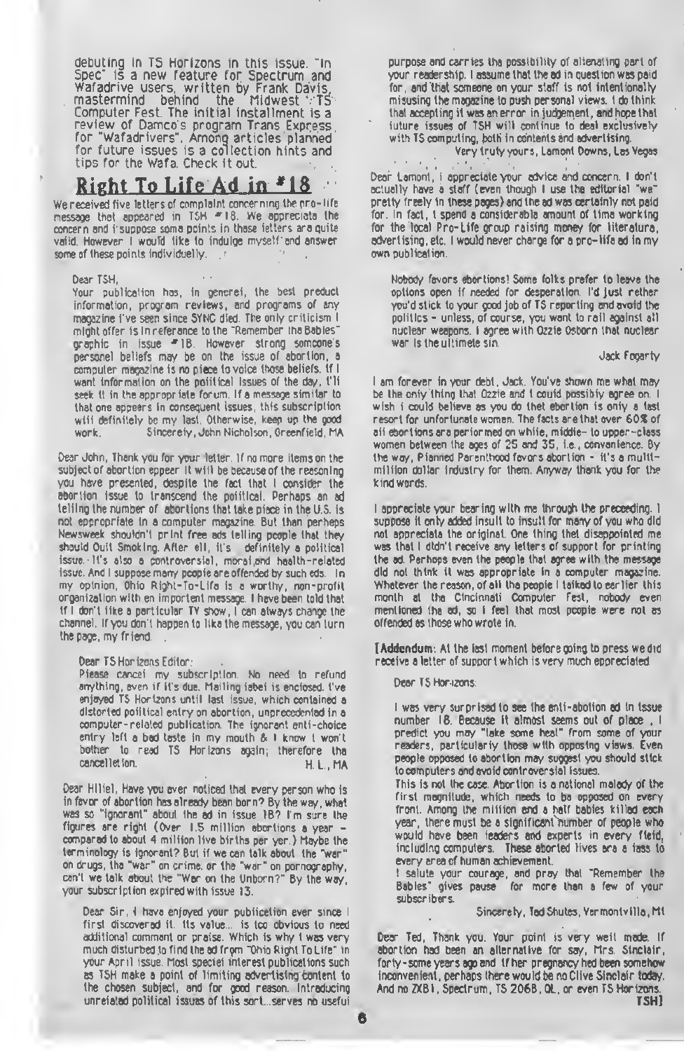debuting in TS Horizons in this issue. "In Spec" is a new feature for Spectrum and Wafadrive users, written by Frank Davis, mastermind behind the Midwest TS Computer Fest. The initial installment is a review of Damco's program Trans Express for "Wafadrivers". Among articles planned for future issues is a collection hints and tips for the Wafa. Check it out.

## Right To Life Ad in #18

We received five letters of complaint concerning the pro-life message that appeared in TSH #18. We appreciate the concern and I suppose some points in these letters are quite valid. However I would like to indulge myself and answer some of these points individually.

> Dear TSH,
>
> Your publication has, in general, the best product information, program reviews, and programs of any magazine I've seen since SYNC died. The only criticism I might offer is in reference to the "Remember the Babies" graphic in issue #18. However strong someone's personal beliefs may be on the issue of abortion, a computer magazine is no piece to voice those beliefs. If I want information on the political issues of the day, I'll seek it in the appropriate forum. If a message similar to that one appears in consequent issues, this subscription will definitely be my last. Otherwise, keep up the good work. Sincerely, John Nicholson, Greenfield, MA

Dear John, Thank you for your letter. If no more items on the subject of abortion appear it will be because of the reasoning you have presented, despite the fact that I consider the abortion issue to transcend the political. Perhaps an ad telling the number of abortions that take place in the U.S. is not appropriate in a computer magazine. But then perhaps Newsweek shouldn't print free ads telling people that they should Quit Smoking. After all, it's definitely a political issue. It's also a controversial, moral and health-related issue. And I suppose many people are offended by such ads. In my opinion, Ohio Right-To-Life is a worthy, non-profit organization with an important message. I have been told that if I don't like a particular TV show, I can always change the channel. If you don't happen to like the message, you can turn the page, my friend.

> Dear TS Horizons Editor:
>
> Please cancel my subscription. No need to refund anything, even if it's due. Mailing label is enclosed. I've enjoyed TS Horizons until last issue, which contained a distorted political entry on abortion, unprecedented in a computer-related publication. The ignorant anti-choice entry left a bad taste in my mouth & I know I won't bother to read TS Horizons again; therefore the cancellation. H. L., MA

Dear Hillel, Have you ever noticed that every person who is in favor of abortion has already been born? By the way, what was so "ignorant" about the ad in issue 18? I'm sure the figures are right (Over 1.5 million abortions a year - compared to about 4 million live births per year.) Maybe the terminology is ignorant? But if we can talk about the "war" on drugs, the "war" on crime, or the "war" on pornography, can't we talk about the "War on the Unborn?" By the way, your subscription expired with issue 13.

> Dear Sir, I have enjoyed your publication ever since I first discovered it. Its value... is too obvious to need additional comment or praise. Which is why I was very much disturbed to find the ad from "Ohio Right To Life" in your April issue. Most special interest publications such as TSH make a point of limiting advertising content to the chosen subject, and for good reason. Introducing unrelated political issues of this sort...serves no useful purpose and carries the possibility of alienating part of your readership. I assume that the ad in question was paid for, and that someone on your staff is not intentionally misusing the magazine to push personal views. I do think that accepting it was an error in judgement, and hope that future issues of TSH will continue to deal exclusively with TS computing, both in contents and advertising.
>
> Very truly yours, Lamont Downs, Las Vegas

Dear Lamont, I appreciate your advice and concern. I don't actually have a staff (even though I use the editorial "we" pretty freely in these pages) and the ad was certainly not paid for. In fact, I spend a considerable amount of time working for the local Pro-Life group raising money for literature, advertising, etc. I would never charge for a pro-life ad in my own publication.

> Nobody favors abortions! Some folks prefer to leave the options open if needed for desperation. I'd just rather you'd stick to your good job of TS reporting and avoid the politics - unless, of course, you want to rail against all nuclear weapons. I agree with Ozzie Osborn that nuclear war is the ultimate sin.
>
> Jack Fogarty

I am forever in your debt, Jack. You've shown me what may be the only thing that Ozzie and I could possibly agree on. I wish I could believe as you do that abortion is only a last resort for unfortunate women. The facts are that over 60% of all abortions are performed on white, middle- to upper-class women between the ages of 25 and 35, i.e., convenience. By the way, Planned Parenthood favors abortion - it's a multi-million dollar industry for them. Anyway thank you for the kind words.

I appreciate your bearing with me through the preceeding. I suppose it only added insult to insult for many of you who did not appreciate the original. One thing that disappointed me was that I didn't receive any letters of support for printing the ad. Perhaps even the people that agree with the message did not think it was appropriate in a computer magazine. Whatever the reason, of all the people I talked to earlier this month at the Cincinnati Computer Fest, nobody even mentioned the ad, so I feel that most people were not as offended as those who wrote in.

[**Addendum**: At the last moment before going to press we did receive a letter of support which is very much appreciated.

> Dear TS Horizons:
>
> I was very surprised to see the anti-abotion ad in issue number 18. Because it almost seems out of place, I predict you may "take some heat" from some of your readers, particularly those with opposing views. Even people opposed to abortion may suggest you should stick to computers and avoid controversial issues.
>
> This is not the case. Abortion is a national malady of the first magnitude, which needs to be opposed on every front. Among the million and a half babies killed each year, there must be a significant number of people who would have been leaders and experts in every field, including computers. These aborted lives are a loss to every area of human achievement.
>
> I salute your courage, and pray that "Remember the Babies" gives pause for more than a few of your subscribers.
>
> Sincerely, Ted Shutes, Vermontville, MI

Dear Ted, Thank you. Your point is very well made. If abortion had been an alternative for say, Mrs. Sinclair, forty-some years ago and if her pregnancy had been somehow inconvenient, perhaps there would be no Clive Sinclair today. And no ZX81, Spectrum, TS 2068, QL, or even TS Horizons.
**TSH**]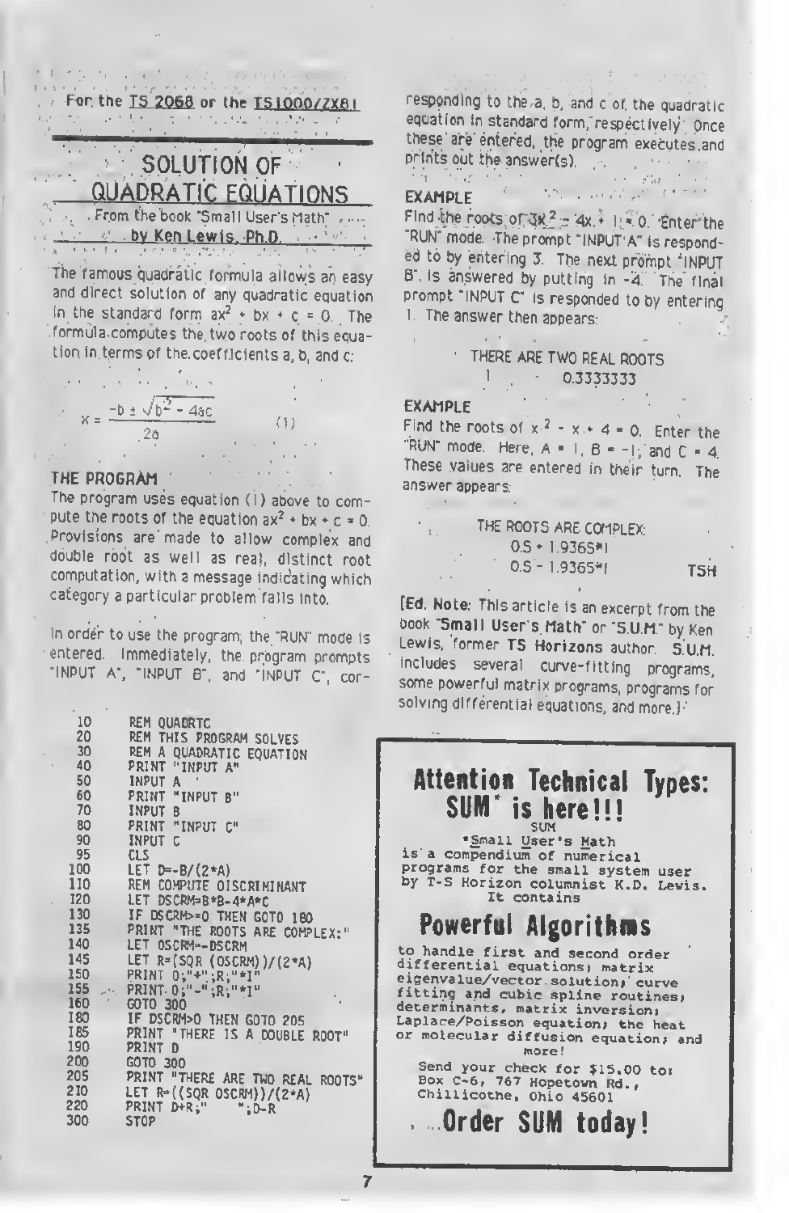For the TS 2068 or the TS1000/ZX81

# SOLUTION OF QUADRATIC EQUATIONS

From the book "Small User's Math"
**by Ken Lewis, Ph.D.**

The famous quadratic formula allows an easy and direct solution of any quadratic equation in the standard form $ax^2 + bx + c = 0$. The formula computes the two roots of this equation in terms of the coefficients a, b, and c:

$$x = \frac{-b \pm \sqrt{b^2 - 4ac}}{2a} \qquad (1)$$

### THE PROGRAM

The program uses equation (1) above to compute the roots of the equation $ax^2 + bx + c = 0$. Provisions are made to allow complex and double root as well as real, distinct root computation, with a message indicating which category a particular problem falls into.

In order to use the program, the "RUN" mode is entered. Immediately, the program prompts "INPUT A", "INPUT B", and "INPUT C", corresponding to the a, b, and c of the quadratic equation in standard form, respectively. Once these are entered, the program executes and prints out the answer(s).

```
 10  REM QUADRTC
 20  REM THIS PROGRAM SOLVES
 30  REM A QUADRATIC EQUATION
 40  PRINT "INPUT A"
 50  INPUT A
 60  PRINT "INPUT B"
 70  INPUT B
 80  PRINT "INPUT C"
 90  INPUT C
 95  CLS
100  LET D=-B/(2*A)
110  REM COMPUTE DISCRIMINANT
120  LET DSCRM=B*B-4*A*C
130  IF DSCRM>=0 THEN GOTO 180
135  PRINT "THE ROOTS ARE COMPLEX:"
140  LET OSCRM=-DSCRM
145  LET R=(SQR (OSCRM))/(2*A)
150  PRINT D;"+";R;"*I"
155  PRINT D;"-";R;"*I"
160  GOTO 300
180  IF DSCRM>0 THEN GOTO 205
185  PRINT "THERE IS A DOUBLE ROOT"
190  PRINT D
200  GOTO 300
205  PRINT "THERE ARE TWO REAL ROOTS"
210  LET R=((SQR OSCRM))/(2*A)
220  PRINT D+R;"   ";D-R
300  STOP
```

### EXAMPLE

Find the roots of $3x^2 - 4x + 1 = 0$. Enter the "RUN" mode. The prompt "INPUT A" is responded to by entering 3. The next prompt "INPUT B" is answered by putting in -4. The final prompt "INPUT C" is responded to by entering 1. The answer then appears:

```
THERE ARE TWO REAL ROOTS
1        0.3333333
```

### EXAMPLE

Find the roots of $x^2 - x + 4 = 0$. Enter the "RUN" mode. Here, A = 1, B = -1, and C = 4. These values are entered in their turn. The answer appears:

```
THE ROOTS ARE COMPLEX:
0.5 + 1.9365*I
0.5 - 1.9365*I
```

TSH

[**Ed. Note**: This article is an excerpt from the book "**Small User's Math**" or "**S.U.M.**" by Ken Lewis, former **TS Horizons** author. S.U.M. includes several curve-fitting programs, some powerful matrix programs, programs for solving differential equations, and more.]

---

## Attention Technical Types: SUM* is here!!!

SUM
*Small User's Math
is a compendium of numerical programs for the small system user by T-S Horizon columnist K.D. Lewis. It contains

## Powerful Algorithms

to handle first and second order differential equations; matrix eigenvalue/vector solution; curve fitting and cubic spline routines; determinants, matrix inversion; Laplace/Poisson equation; the heat or molecular diffusion equation; and more!

Send your check for $15.00 to:
Box C-6, 767 Hopetown Rd.,
Chillicothe, Ohio 45601

**...Order SUM today!**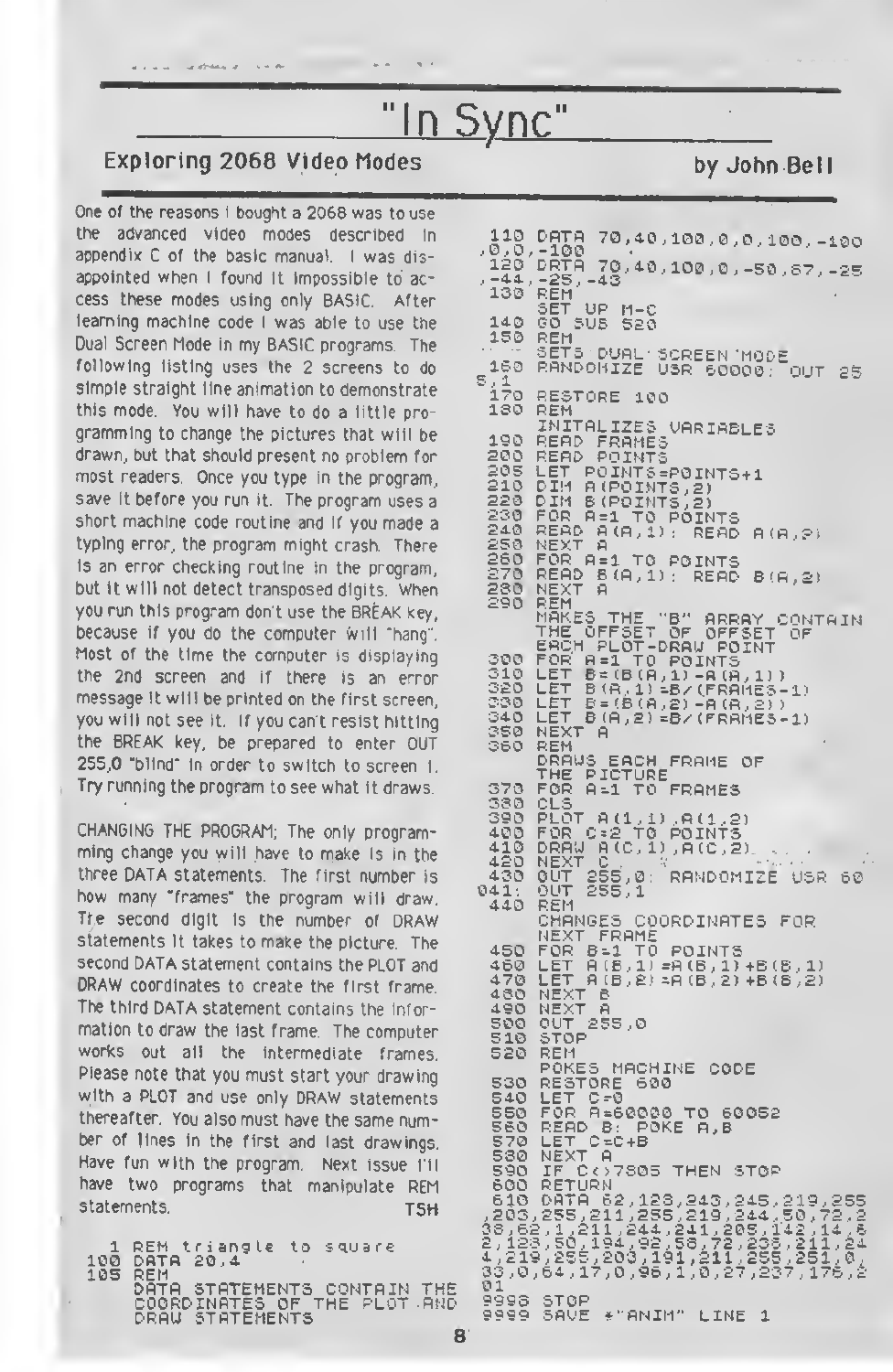# "In Sync"

## Exploring 2068 Video Modes

**by John Bell**

One of the reasons I bought a 2068 was to use the advanced video modes described in appendix C of the basic manual. I was disappointed when I found it impossible to access these modes using only BASIC. After learning machine code I was able to use the Dual Screen Mode in my BASIC programs. The following listing uses the 2 screens to do simple straight line animation to demonstrate this mode. You will have to do a little programming to change the pictures that will be drawn, but that should present no problem for most readers. Once you type in the program, save it before you run it. The program uses a short machine code routine and if you made a typing error, the program might crash. There is an error checking routine in the program, but it will not detect transposed digits. When you run this program don't use the BREAK key, because if you do the computer will "hang". Most of the time the computer is displaying the 2nd screen and if there is an error message it will be printed on the first screen, you will not see it. If you can't resist hitting the BREAK key, be prepared to enter OUT 255,0 "blind" in order to switch to screen 1. Try running the program to see what it draws.

CHANGING THE PROGRAM; The only programming change you will have to make is in the three DATA statements. The first number is how many "frames" the program will draw. The second digit is the number of DRAW statements it takes to make the picture. The second DATA statement contains the PLOT and DRAW coordinates to create the first frame. The third DATA statement contains the information to draw the last frame. The computer works out all the intermediate frames. Please note that you must start your drawing with a PLOT and use only DRAW statements thereafter. You also must have the same number of lines in the first and last drawings. Have fun with the program. Next issue I'll have two programs that manipulate REM statements.

TSH

```
   1 REM triangle to square
 100 DATA 20,4
 105 REM
     DATA STATEMENTS CONTAIN THE
     COORDINATES OF THE PLOT AND
     DRAW STATEMENTS
 110 DATA 70,40,100,0,0,100,-100
,0,0,-100
 120 DATA 70,40,100,0,-50,67,-25
,-44,-25,-43
 130 REM
     SET UP M-C
 140 GO SUB 520
 150 REM
     SETS DUAL SCREEN MODE
 160 RANDOMIZE USR 60000: OUT 25
5,1
 170 RESTORE 100
 180 REM
     INITALIZES VARIABLES
 190 READ FRAMES
 200 READ POINTS
 205 LET POINTS=POINTS+1
 210 DIM A(POINTS,2)
 220 DIM B(POINTS,2)
 230 FOR A=1 TO POINTS
 240 READ A(A,1): READ A(A,2)
 250 NEXT A
 260 FOR A=1 TO POINTS
 270 READ B(A,1): READ B(A,2)
 280 NEXT A
 290 REM
     MAKES THE "B" ARRAY CONTAIN
     THE OFFSET OF OFFSET OF
     EACH PLOT-DRAW POINT
 300 FOR A=1 TO POINTS
 310 LET B=(B(A,1)-A(A,1))
 320 LET B(A,1)=B/(FRAMES-1)
 330 LET B=(B(A,2)-A(A,2))
 340 LET B(A,2)=B/(FRAMES-1)
 350 NEXT A
 360 REM
     DRAWS EACH FRAME OF
     THE PICTURE
 370 FOR A=1 TO FRAMES
 380 CLS
 390 PLOT A(1,1),A(1,2)
 400 FOR C=2 TO POINTS
 410 DRAW A(C,1),A(C,2)
 420 NEXT C
 430 OUT 255,0: RANDOMIZE USR 60
041: OUT 255,1
 440 REM
     CHANGES COORDINATES FOR
     NEXT FRAME
 450 FOR B=1 TO POINTS
 460 LET A(B,1)=A(B,1)+B(B,1)
 470 LET A(B,2)=A(B,2)+B(B,2)
 480 NEXT B
 490 NEXT A
 500 OUT 255,0
 510 STOP
 520 REM
     POKES MACHINE CODE
 530 RESTORE 600
 540 LET C=0
 550 FOR A=60000 TO 60052
 560 READ B: POKE A,B
 570 LET C=C+B
 580 NEXT A
 590 IF C<>7805 THEN STOP
 600 RETURN
 610 DATA 62,128,243,245,219,255
,203,255,211,255,219,244,50,72,2
38,62,1,211,244,241,205,142,14,6
2,128,50,194,92,58,72,238,211,24
4,219,255,203,191,211,255,251,0,
33,0,64,17,0,96,1,0,27,237,176,2
01
9998 STOP
9999 SAVE *"ANIM" LINE 1
```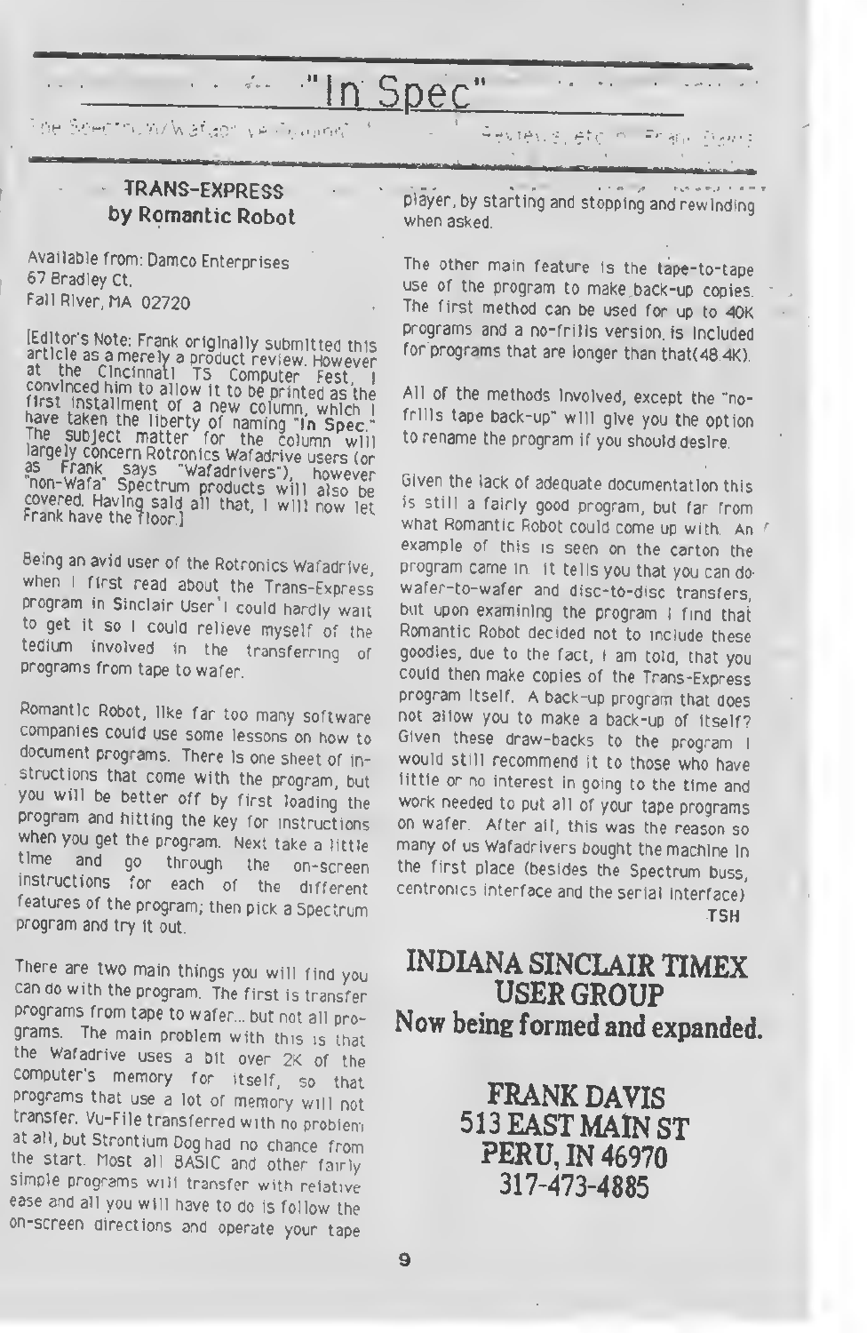# "In Spec"

The Spectrum/Wafadrive Column — Reviews, etc. — Frank Davis

## TRANS-EXPRESS by Romantic Robot

Available from: Damco Enterprises
67 Bradley Ct.
Fall River, MA 02720

[Editor's Note: Frank originally submitted this article as a merely a product review. However at the Cincinnati TS Computer Fest, I convinced him to allow it to be printed as the first installment of a new column, which I have taken the liberty of naming "**In Spec.**" The subject matter for the column will largely concern Rotronics Wafadrive users (or as Frank says "Wafadrivers"), however "non-Wafa" Spectrum products will also be covered. Having said all that, I will now let Frank have the floor.]

Being an avid user of the Rotronics Wafadrive, when I first read about the Trans-Express program in Sinclair User I could hardly wait to get it so I could relieve myself of the tedium involved in the transferring of programs from tape to wafer.

Romantic Robot, like far too many software companies could use some lessons on how to document programs. There is one sheet of instructions that come with the program, but you will be better off by first loading the program and hitting the key for instructions when you get the program. Next take a little time and go through the on-screen instructions for each of the different features of the program; then pick a Spectrum program and try it out.

There are two main things you will find you can do with the program. The first is transfer programs from tape to wafer... but not all programs. The main problem with this is that the Wafadrive uses a bit over 2K of the computer's memory for itself, so that programs that use a lot of memory will not transfer. Vu-File transferred with no problem at all, but Strontium Dog had no chance from the start. Most all BASIC and other fairly simple programs will transfer with relative ease and all you will have to do is follow the on-screen directions and operate your tape player, by starting and stopping and rewinding when asked.

The other main feature is the tape-to-tape use of the program to make back-up copies. The first method can be used for up to 40K programs and a no-frills version is included for programs that are longer than that(48.4K).

All of the methods involved, except the "no-frills tape back-up" will give you the option to rename the program if you should desire.

Given the lack of adequate documentation this is still a fairly good program, but far from what Romantic Robot could come up with. An example of this is seen on the carton the program came in. It tells you that you can do wafer-to-wafer and disc-to-disc transfers, but upon examining the program I find that Romantic Robot decided not to include these goodies, due to the fact, I am told, that you could then make copies of the Trans-Express program itself. A back-up program that does not allow you to make a back-up of itself? Given these draw-backs to the program I would still recommend it to those who have little or no interest in going to the time and work needed to put all of your tape programs on wafer. After all, this was the reason so many of us Wafadrivers bought the machine in the first place (besides the Spectrum buss, centronics interface and the serial interface)

TSH

**INDIANA SINCLAIR TIMEX USER GROUP**
**Now being formed and expanded.**

**FRANK DAVIS**
**513 EAST MAIN ST**
**PERU, IN 46970**
**317-473-4885**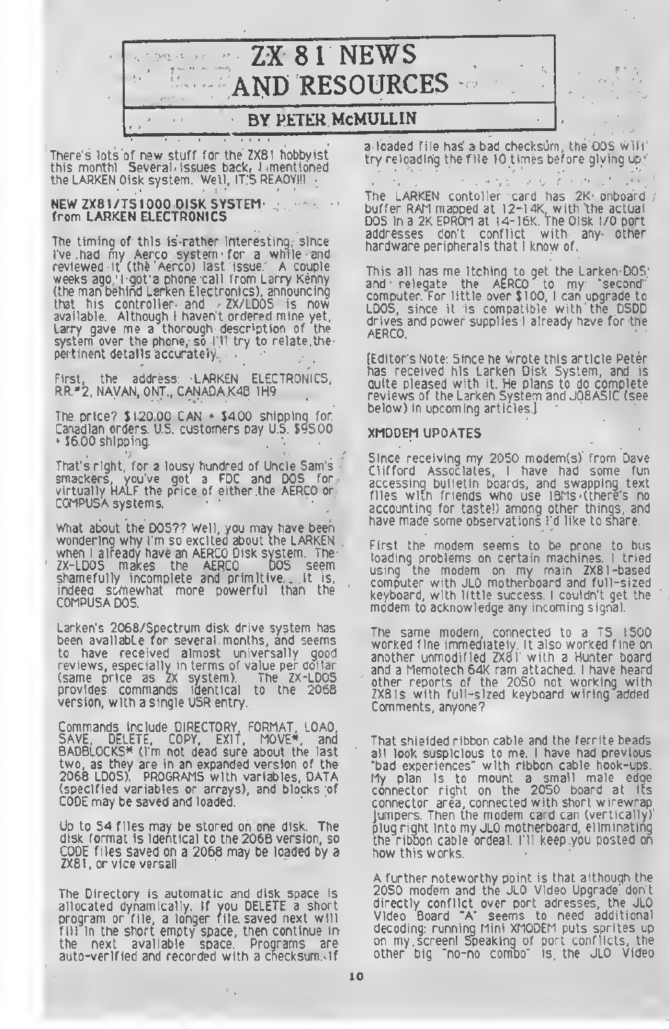# ZX 81 NEWS AND RESOURCES

**BY PETER McMULLIN**

There's lots of new stuff for the ZX81 hobbyist this month! Several issues back, I mentioned the LARKEN Disk system. Well, IT'S READY!!!

### NEW ZX81/TS1000 DISK SYSTEM from LARKEN ELECTRONICS

The timing of this is rather interesting, since I've had my Aerco system for a while and reviewed it (the Aerco) last issue. A couple weeks ago, I got a phone call from Larry Kenny (the man behind Larken Electronics), announcing that his controller and ZX/LDOS is now available. Although I haven't ordered mine yet, Larry gave me a thorough description of the system over the phone, so I'll try to relate the pertinent details accurately.

First, the address: LARKEN ELECTRONICS, RR.#2, NAVAN, ONT., CANADA K4B 1H9

The price? $120.00 CAN + $4.00 shipping for Canadian orders. U.S. customers pay U.S. $95.00 + $6.00 shipping.

That's right, for a lousy hundred of Uncle Sam's smackers, you've got a FDC and DOS for virtually HALF the price of either the AERCO or COMPUSA systems.

What about the DOS?? Well, you may have been wondering why I'm so excited about the LARKEN when I already have an AERCO Disk system. The ZX-LDOS makes the AERCO DOS seem shamefully incomplete and primitive. It is, indeed somewhat more powerful than the COMPUSA DOS.

Larken's 2068/Spectrum disk drive system has been available for several months, and seems to have received almost universally good reviews, especially in terms of value per dollar (same price as ZX system). The ZX-LDOS provides commands identical to the 2068 version, with a single USR entry.

Commands include DIRECTORY, FORMAT, LOAD, SAVE, DELETE, COPY, EXIT, MOVE*, and BADBLOCKS* (I'm not dead sure about the last two, as they are in an expanded version of the 2068 LDOS). PROGRAMS with variables, DATA (specified variables or arrays), and blocks of CODE may be saved and loaded.

Up to 54 files may be stored on one disk. The disk format is identical to the 2068 version, so CODE files saved on a 2068 may be loaded by a ZX81, or vice versa!

The Directory is automatic and disk space is allocated dynamically. If you DELETE a short program or file, a longer file saved next will fill in the short empty space, then continue in the next available space. Programs are auto-verified and recorded with a checksum. If a loaded file has a bad checksum, the DOS will try reloading the file 10 times before giving up.

The LARKEN contoller card has 2K onboard buffer RAM mapped at 12-14K, with the actual DOS in a 2K EPROM at 14-16K. The Disk I/O port addresses don't conflict with any other hardware peripherals that I know of.

This all has me itching to get the Larken DOS and relegate the AERCO to my "second" computer. For little over $100, I can upgrade to LDOS, since it is compatible with the DSDD drives and power supplies I already have for the AERCO.

[Editor's Note: Since he wrote this article Peter has received his Larken Disk System, and is quite pleased with it. He plans to do complete reviews of the Larken System and JOBASIC (see below) in upcoming articles.]

### XMODEM UPDATES

Since receiving my 2050 modem(s) from Dave Clifford Associates, I have had some fun accessing bulletin boards, and swapping text files with friends who use IBMs (there's no accounting for taste!) among other things, and have made some observations I'd like to share.

First the modem seems to be prone to bus loading problems on certain machines. I tried using the modem on my main ZX81-based computer with JLO motherboard and full-sized keyboard, with little success. I couldn't get the modem to acknowledge any incoming signal.

The same modem, connected to a TS 1500 worked fine immediately. It also worked fine on another unmodified ZX81 with a Hunter board and a Memotech 64K ram attached. I have heard other reports of the 2050 not working with ZX81s with full-sized keyboard wiring added. Comments, anyone?

That shielded ribbon cable and the ferrite beads all look suspicious to me. I have had previous "bad experiences" with ribbon cable hook-ups. My plan is to mount a small male edge connector right on the 2050 board at its connector area, connected with short wirewrap jumpers. Then the modem card can (vertically) plug right into my JLO motherboard, eliminating the ribbon cable ordeal. I'll keep you posted on how this works.

A further noteworthy point is that although the 2050 modem and the JLO Video Upgrade don't directly conflict over port adresses, the JLO Video Board "A" seems to need additional decoding: running Mini XMODEM puts sprites up on my screen! Speaking of port conflicts, the other big "no-no combo" is the JLO Video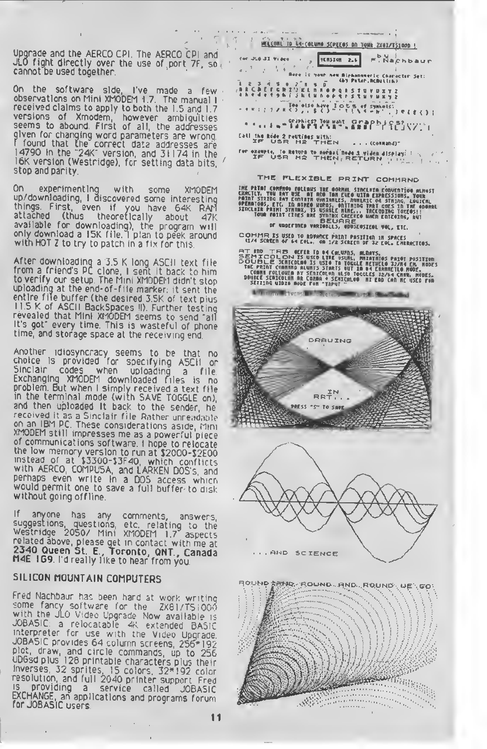Upgrade and the AERCO CPI. The AERCO CPI and JLO fight directly over the use of port 7F, so cannot be used together.

On the software side, I've made a few observations on Mini XMODEM 1.7. The manual I received claims to apply to both the 1.5 and 1.7 versions of Xmodem, however ambiguities seems to abound. First of all, the addresses given for changing word parameters are wrong. I found that the correct data addresses are 14790 in the "24K" version, and 31174 in the 16K version (Westridge), for setting data bits, stop and parity.

On experimenting with some XMODEM up/downloading, I discovered some interesting things. First, even if you have 64K RAM attached (thus theoretically about 47K available for downloading), the program will only download a 15K file. I plan to peek around with HOT Z to try to patch in a fix for this.

After downloading a 3.5 K long ASCII text file from a friend's PC clone, I sent it back to him to verify our setup. The Mini XMODEM didn't stop uploading at the end-of-file marker: it sent the entire file buffer (the desired 3.5K of text plus 11.5 K of ASCII BackSpaces !!). Further testing revealed that Mini XMODEM seems to send "all it's got" every time. This is wasteful of phone time, and storage space at the receiving end.

Another idiosyncracy seems to be that no choice is provided for specifying ASCII or Sinclair codes when uploading a file. Exchanging XMODEM downloaded files is no problem. But when I simply received a text file in the terminal mode (with SAVE TOGGLE on), and then uploaded it back to the sender, he received it as a Sinclair file. Rather unreadable on an IBM PC. These considerations aside, Mini XMODEM still impresses me as a powerful piece of communications software. I hope to relocate the low memory version to run at $2000-$2E00 instead of at $3300-$3F40, which conflicts with AERCO, COMPUSA, and LARKEN DOS's, and perhaps even write in a DOS access which would permit one to save a full buffer to disk without going offline.

If anyone has any comments, answers, suggestions, questions, etc. relating to the Westridge 2050/ Mini XMODEM 1.7 aspects related above, please get in contact with me at **2340 Queen St. E., Toronto, ONT., Canada M4E 1G9**. I'd really like to hear from you.

## SILICON MOUNTAIN COMPUTERS

Fred Nachbaur has been hard at work writing some fancy software for the ZX81/TS1000 with the JLO Video Upgrade. Now available is JOBASIC: a relocatable 4K extended BASIC interpreter for use with the Video Upgrade. JOBASIC provides 64 column screens, 256*192 plot, draw, and circle commands, up to 256 UDGsd plus 128 printable characters plus their inverses, 32 sprites, 15 colors, 32*192 color resolution, and full 2040 printer support. Fred is providing a service called JOBASIC EXCHANGE, an applications and programs forum for JOBASIC users.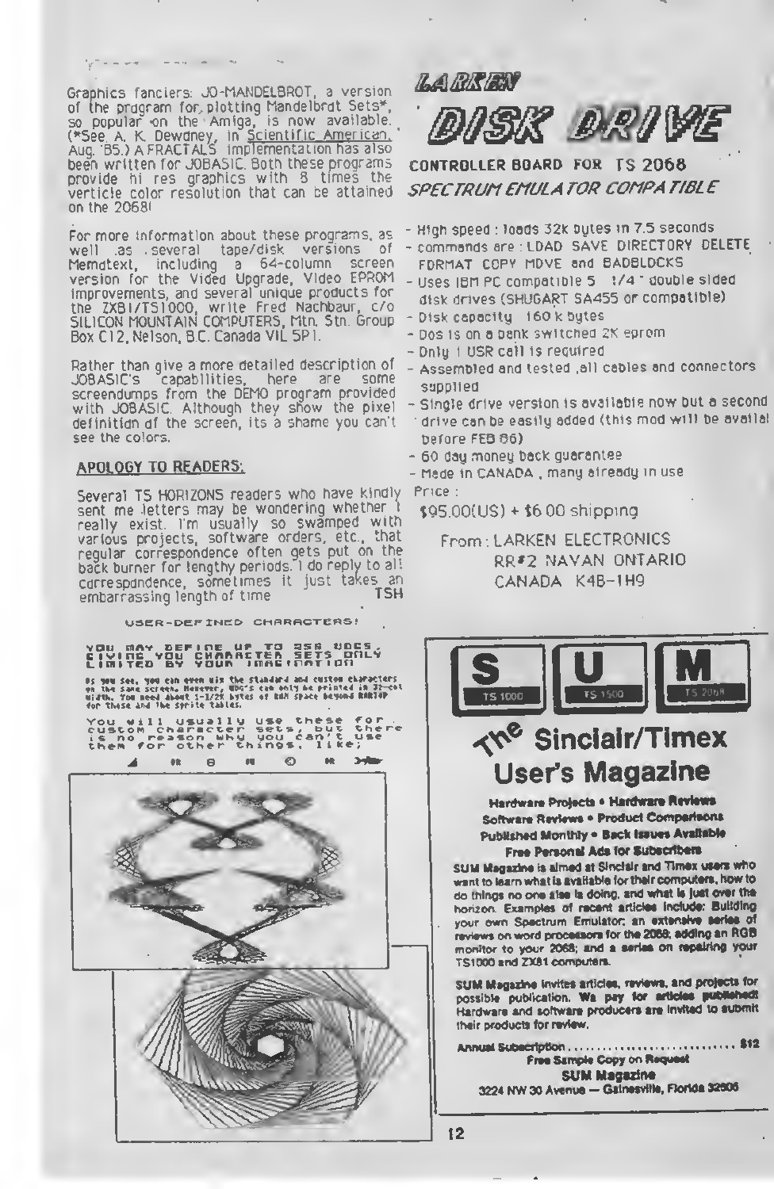Graphics fanciers: JO-MANDELBROT, a version of the program for plotting Mandelbrot Sets*, so popular on the Amiga, is now available. (*See A. K. Dewdney, in Scientific American, Aug. '85.) A FRACTALS implementation has also been written for JOBASIC. Both these programs provide hi res graphics with 8 times the verticle color resolution that can be attained on the 2068!

For more information about these programs, as well as several tape/disk versions of Memotext, including a 64-column screen version for the Video Upgrade, Video EPROM improvements, and several unique products for the ZX81/TS1000, write Fred Nachbaur, c/o SILICON MOUNTAIN COMPUTERS, Mtn. Stn. Group Box C12, Nelson, B.C. Canada V1L 5P1.

Rather than give a more detailed description of JOBASIC's capabilities, here are some screendumps from the DEMO program provided with JOBASIC. Although they show the pixel definition of the screen, its a shame you can't see the colors.

## APOLOGY TO READERS:

Several TS HORIZONS readers who have kindly sent me letters may be wondering whether I really exist. I'm usually so swamped with various projects, software orders, etc., that regular correspondence often gets put on the back burner for lengthy periods. I do reply to all correspondence, sometimes it just takes an embarrassing length of time

TSH

USER-DEFINED CHARACTERS!

YOU MAY DEFINE UP TO 256 UDCS, GIVING YOU CHARACTER SETS ONLY LIMITED BY YOUR IMAGINATION

As you see, you can even mix the standard and custom characters on the same screen. However, UDC's can only be printed in 32-col width. You need about 1-1/2K bytes of RAM space beyond RAMTOP for these and the sprite tables.

You will usually use these for custom character sets, but there is no reason why you can't use them for other things, like;

# LARKEN

# DISK DRIVE

**CONTROLLER BOARD FOR TS 2068**

*SPECTRUM EMULATOR COMPATIBLE*

- High speed : loads 32k bytes in 7.5 seconds
- commands are : LOAD SAVE DIRECTORY DELETE FORMAT COPY MOVE and BADBLOCKS
- Uses IBM PC compatible 5 1/4" double sided disk drives (SHUGART SA455 or compatible)
- Disk capacity 160 k bytes
- Dos is on a bank switched 2K eprom
- Only 1 USR call is required
- Assembled and tested ,all cables and connectors supplied
- Single drive version is available now but a second drive can be easily added (this mod will be availal before FEB 86)
- 60 day money back guarantee
- Made in CANADA , many already in use

Price :

$95.00(US) + $6.00 shipping

From: LARKEN ELECTRONICS
RR#2 NAVAN ONTARIO
CANADA K4B-1H9

S (TS 1000) U (TS 1500) M (TS 2068)

# The Sinclair/Timex User's Magazine

**Hardware Projects • Hardware Reviews**
**Software Reviews • Product Comparisons**
**Published Monthly • Back Issues Available**
**Free Personal Ads for Subscribers**

SUM Magazine is aimed at Sinclair and Timex users who want to learn what is available for their computers, how to do things no one else is doing, and what is just over the horizon. Examples of recent articles include: Building your own Spectrum Emulator; an extensive series of reviews on word processors for the 2068; adding an RGB monitor to your 2068; and a series on repairing your TS1000 and ZX81 computers.

SUM Magazine invites articles, reviews, and projects for possible publication. We pay for articles published! Hardware and software producers are invited to submit their products for review.

Annual Subscription .............................. $12

Free Sample Copy on Request

**SUM Magazine**
3224 NW 30 Avenue — Gainesville, Florida 32606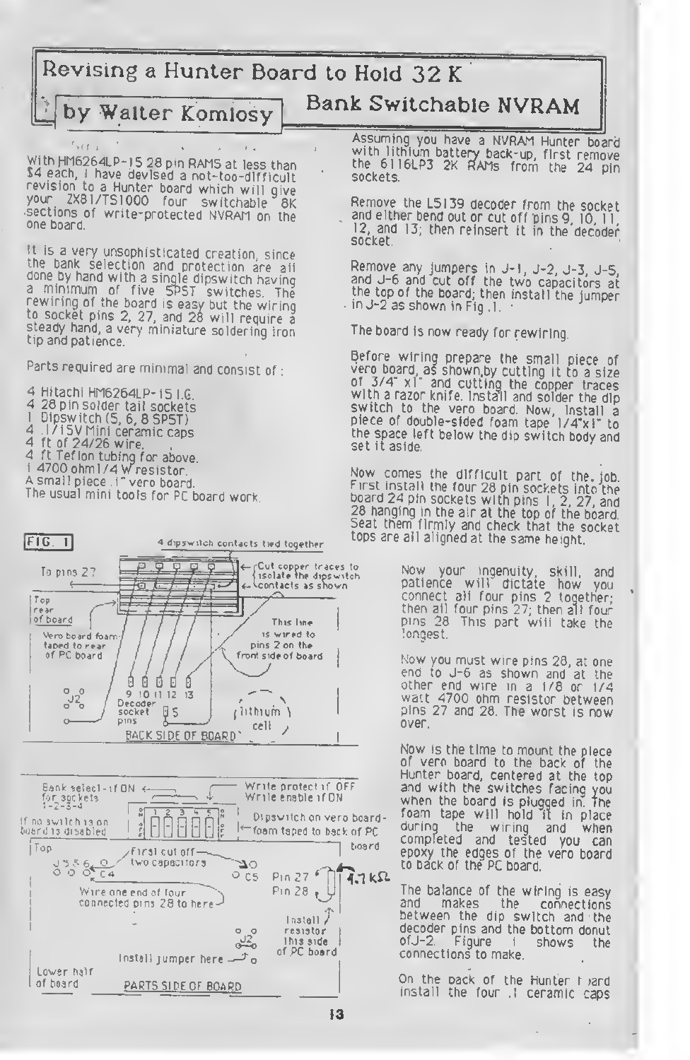# Revising a Hunter Board to Hold 32 K Bank Switchable NVRAM

**by Walter Komlosy**

With HM6264LP-15 28 pin RAMS at less than $4 each, I have devised a not-too-difficult revision to a Hunter board which will give your ZX81/TS1000 four switchable 8K sections of write-protected NVRAM on the one board.

It is a very unsophisticated creation, since the bank selection and protection are all done by hand with a single dipswitch having a minimum of five SPST switches. The rewiring of the board is easy but the wiring to socket pins 2, 27, and 28 will require a steady hand, a very miniature soldering iron tip and patience.

Parts required are minimal and consist of :

- 4 Hitachi HM6264LP-15 I.C.
- 4 28 pin solder tail sockets
- 1 Dipswitch (5, 6, 8 SPST)
- 4 .1/15V Mini ceramic caps
- 4 ft of 24/26 wire.
- 4 ft Teflon tubing for above.
- 1 4700 ohm 1/4 W resistor.
- A small piece .1" vero board.
- The usual mini tools for PC board work.

FIG. 1

4 dipswitch contacts tied together

To pins 27

Cut copper traces to isolate the dipswitch contacts as shown

Top rear of board

Vero board foam-taped to rear of PC board

This line is wired to pins 2 on the front side of board

J2

9 10 11 12 13 Decoder socket pins

J5

lithium cell

BACK SIDE OF BOARD

Bank select-if ON for sockets 1-2-3-4

Write protect if OFF Write enable if ON

If no switch is on board is disabled

Dipswitch on vero board-foam taped to back of PC board

Top

J 3 5 & 6 C4

First cut off two capacitors

C5

Pin 27

Pin 28

4.7 kΩ

Wire one end of four connected pins 28 to here

Install resistor this side of PC board

J2

Install jumper here

Lower half of board

PARTS SIDE OF BOARD

Assuming you have a NVRAM Hunter board with lithium battery back-up, first remove the 6116LP3 2K RAMs from the 24 pin sockets.

Remove the LS139 decoder from the socket and either bend out or cut off pins 9, 10, 11, 12, and 13; then reinsert it in the decoder socket.

Remove any jumpers in J-1, J-2, J-3, J-5, and J-6 and cut off the two capacitors at the top of the board; then install the jumper in J-2 as shown in Fig.1.

The board is now ready for rewiring.

Before wiring prepare the small piece of vero board, as shown, by cutting it to a size of 3/4" x1" and cutting the copper traces with a razor knife. Install and solder the dip switch to the vero board. Now, install a piece of double-sided foam tape 1/4"x1" to the space left below the dip switch body and set it aside.

Now comes the difficult part of the job. First install the four 28 pin sockets into the board 24 pin sockets with pins 1, 2, 27, and 28 hanging in the air at the top of the board. Seat them firmly and check that the socket tops are all aligned at the same height.

Now your ingenuity, skill, and patience will dictate how you connect all four pins 2 together; then all four pins 27; then all four pins 28. This part will take the longest.

Now you must wire pins 28, at one end to J-6 as shown and at the other end wire in a 1/8 or 1/4 watt 4700 ohm resistor between pins 27 and 28. The worst is now over.

Now is the time to mount the piece of vero board to the back of the Hunter board, centered at the top and with the switches facing you when the board is plugged in. The foam tape will hold it in place during the wiring and when completed and tested you can epoxy the edges of the vero board to back of the PC board.

The balance of the wiring is easy and makes the connections between the dip switch and the decoder pins and the bottom donut of J-2. Figure 1 shows the connections to make.

On the back of the Hunter board install the four .1 ceramic caps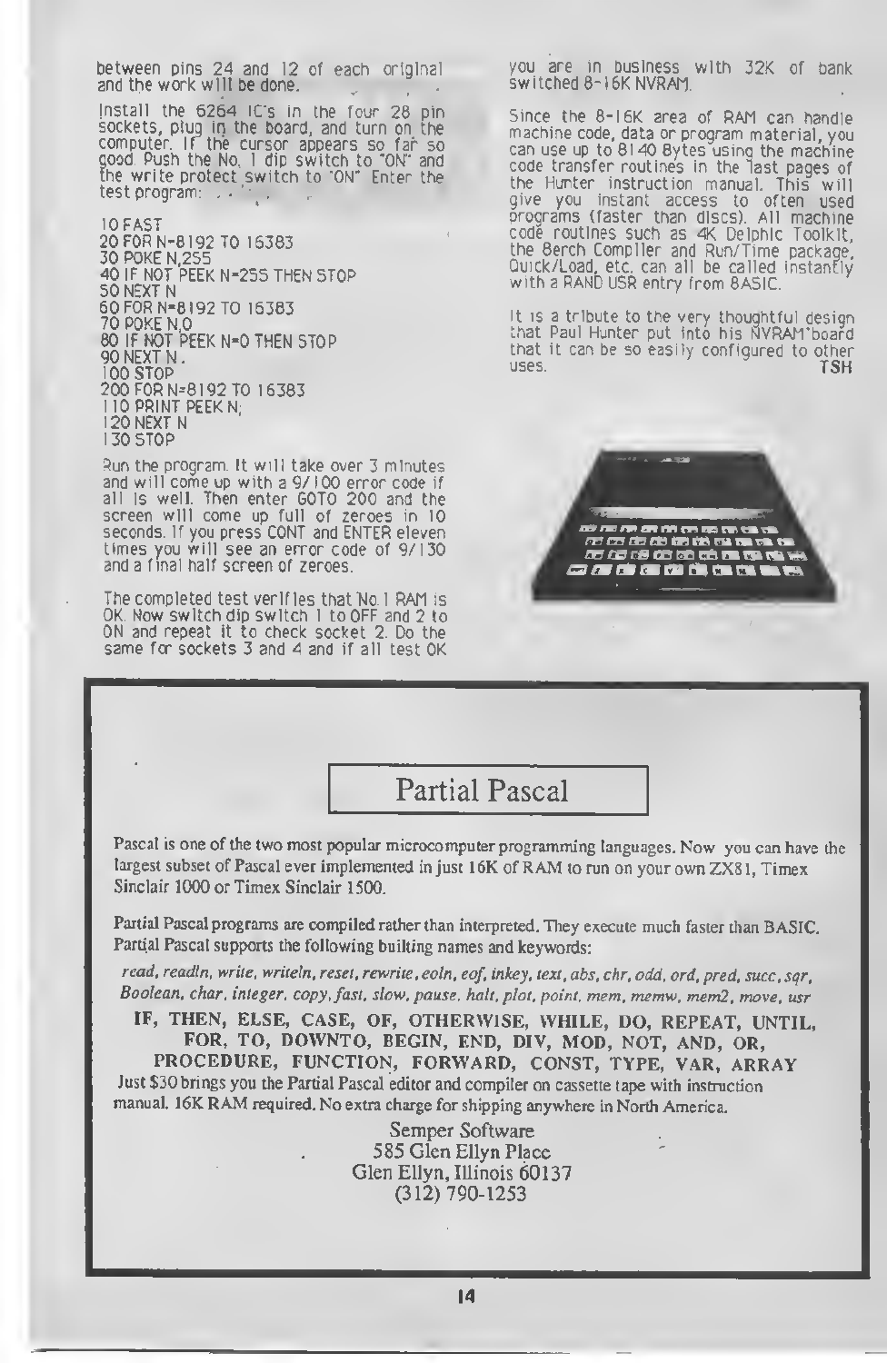between pins 24 and 12 of each original and the work will be done.

Install the 6264 IC's in the four 28 pin sockets, plug in the board, and turn on the computer. If the cursor appears so far so good. Push the No. 1 dip switch to "ON" and the write protect switch to "ON" Enter the test program:

```
10 FAST
20 FOR N=8192 TO 16383
30 POKE N,255
40 IF NOT PEEK N=255 THEN STOP
50 NEXT N
60 FOR N=8192 TO 16383
70 POKE N,0
80 IF NOT PEEK N=0 THEN STOP
90 NEXT N
100 STOP
200 FOR N=8192 TO 16383
110 PRINT PEEK N;
120 NEXT N
130 STOP
```

Run the program. It will take over 3 minutes and will come up with a 9/100 error code if all is well. Then enter GOTO 200 and the screen will come up full of zeroes in 10 seconds. If you press CONT and ENTER eleven times you will see an error code of 9/130 and a final half screen of zeroes.

The completed test verifies that No.1 RAM is OK. Now switch dip switch 1 to OFF and 2 to ON and repeat it to check socket 2. Do the same for sockets 3 and 4 and if all test OK you are in business with 32K of bank switched 8-16K NVRAM.

Since the 8-16K area of RAM can handle machine code, data or program material, you can use up to 8140 Bytes using the machine code transfer routines in the last pages of the Hunter instruction manual. This will give you instant access to often used programs (faster than discs). All machine code routines such as 4K Delphic Toolkit, the Berch Compiler and Run/Time package, Quick/Load, etc. can all be called instantly with a RAND USR entry from BASIC.

It is a tribute to the very thoughtful design that Paul Hunter put into his NVRAM board that it can be so easily configured to other uses.

TSH

## Partial Pascal

Pascal is one of the two most popular microcomputer programming languages. Now you can have the largest subset of Pascal ever implemented in just 16K of RAM to run on your own ZX81, Timex Sinclair 1000 or Timex Sinclair 1500.

Partial Pascal programs are compiled rather than interpreted. They execute much faster than BASIC. Partial Pascal supports the following builting names and keywords:

*read, readln, write, writeln, reset, rewrite, eoln, eof, inkey, text, abs, chr, odd, ord, pred, succ, sqr, Boolean, char, integer, copy, fast, slow, pause, halt, plot, point, mem, memw, mem2, move, usr*

**IF, THEN, ELSE, CASE, OF, OTHERWISE, WHILE, DO, REPEAT, UNTIL, FOR, TO, DOWNTO, BEGIN, END, DIV, MOD, NOT, AND, OR, PROCEDURE, FUNCTION, FORWARD, CONST, TYPE, VAR, ARRAY**

Just $30 brings you the Partial Pascal editor and compiler on cassette tape with instruction manual. 16K RAM required. No extra charge for shipping anywhere in North America.

Semper Software
585 Glen Ellyn Place
Glen Ellyn, Illinois 60137
(312) 790-1253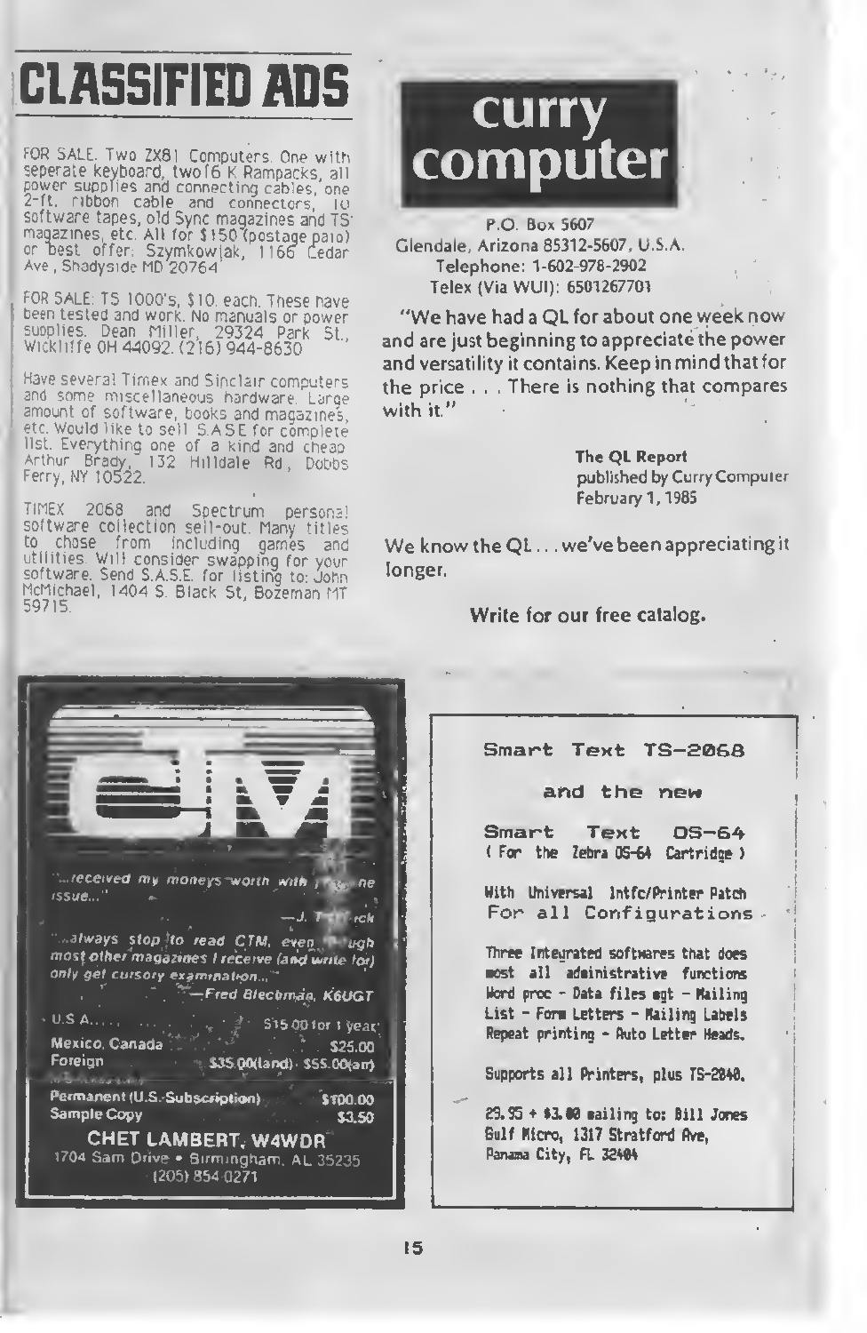# CLASSIFIED ADS

FOR SALE. Two ZX81 Computers. One with seperate keyboard, two 16 K Rampacks, all power supplies and connecting cables, one 2-ft. ribbon cable and connectors, 10 software tapes, old Sync magazines and TS magazines, etc. All for $150 (postage paid) or best offer: Szymkowjak, 1166 Cedar Ave, Shadyside MD 20764

FOR SALE: TS 1000's, $10. each. These have been tested and work. No manuals or power supplies. Dean Miller, 29324 Park St., Wickliffe OH 44092. (216) 944-8630

Have several Timex and Sinclair computers and some miscellaneous hardware. Large amount of software, books and magazines, etc. Would like to sell S.A.S.E for complete list. Everything one of a kind and cheap. Arthur Brady, 132 Hilldale Rd, Dobbs Ferry, NY 10522.

TIMEX 2068 and Spectrum personal software collection sell-out. Many titles to chose from including games and utilities. Will consider swapping for your software. Send S.A.S.E. for listing to: John McMichael, 1404 S. Black St, Bozeman MT 59715.

---

## curry computer

P.O. Box 5607
Glendale, Arizona 85312-5607, U.S.A.
Telephone: 1-602-978-2902
Telex (Via WUI): 6501267701

"We have had a QL for about one week now and are just beginning to appreciate the power and versatility it contains. Keep in mind that for the price . . . There is nothing that compares with it."

**The QL Report**
published by Curry Computer
February 1, 1985

We know the QL . . . we've been appreciating it longer.

Write for our free catalog.

---

## CTM

*"...received my moneys worth with [?] one issue..."*
—J. T[?]rck

*"...always stop to read CTM, even though most other magazines I receive (and write for) only get cursory examination..."*
—Fred Blechman, K6UGT

| | |
|---|---|
| U.S.A. | $15.00 for 1 year |
| Mexico, Canada | $25.00 |
| Foreign | $35.00(land) · $55.00(air) |
| Permanent (U.S. Subscription) | $100.00 |
| Sample Copy | $3.50 |

**CHET LAMBERT, W4WDR**
1704 Sam Drive • Birmingham, AL 35235
(205) 854-0271

---

Smart Text TS-2068

and the new

Smart Text OS-64
( For the Zebra OS-64 Cartridge )

With Universal Intfc/Printer Patch
For all Configurations

Three Integrated softwares that does most all administrative functions Word proc - Data files mgt - Mailing List - Form Letters - Mailing Labels Repeat printing - Auto Letter Heads.

Supports all Printers, plus TS-2040.

29.95 + $3.00 mailing to: Bill Jones
Gulf Micro, 1317 Stratford Ave,
Panama City, FL 32404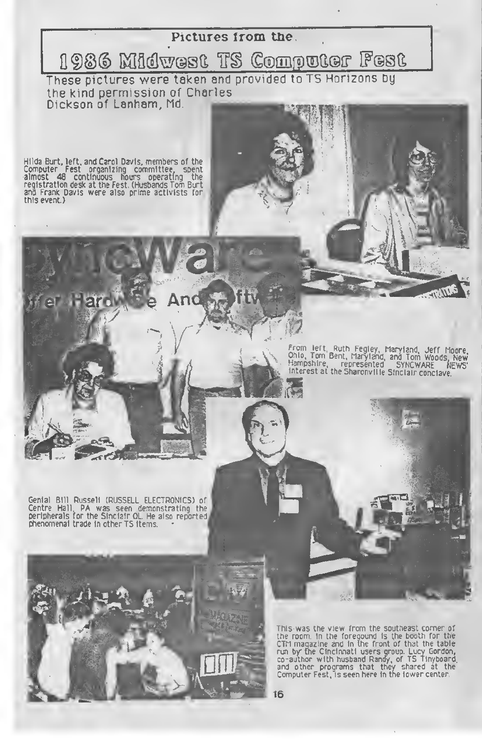# Pictures from the 1986 Midwest TS Computer Fest

These pictures were taken and provided to TS Horizons by the kind permission of Charles Dickson of Lanham, Md.

Hilda Burt, left, and Carol Davis, members of the Computer Fest organizing committee, spent almost 48 continuous hours operating the registration desk at the Fest. (Husbands Tom Burt and Frank Davis were also prime activists for this event.)

From left, Ruth Fegley, Maryland, Jeff Moore, Ohio, Tom Bent, Maryland, and Tom Woods, New Hampshire, represented SYNCWARE NEWS' interest at the Sharonville Sinclair conclave.

Genial Bill Russell (RUSSELL ELECTRONICS) of Centre Hall, PA was seen demonstrating the peripherals for the Sinclair QL. He also reported phenomenal trade in other TS items.

This was the view from the southeast corner of the room. In the foregound is the booth for the CTM magazine and in the front of that the table run by the Cincinnati users group. Lucy Gordon, co-author with husband Randy, of TS Tinyboard, and other programs that they shared at the Computer Fest, is seen here in the lower center.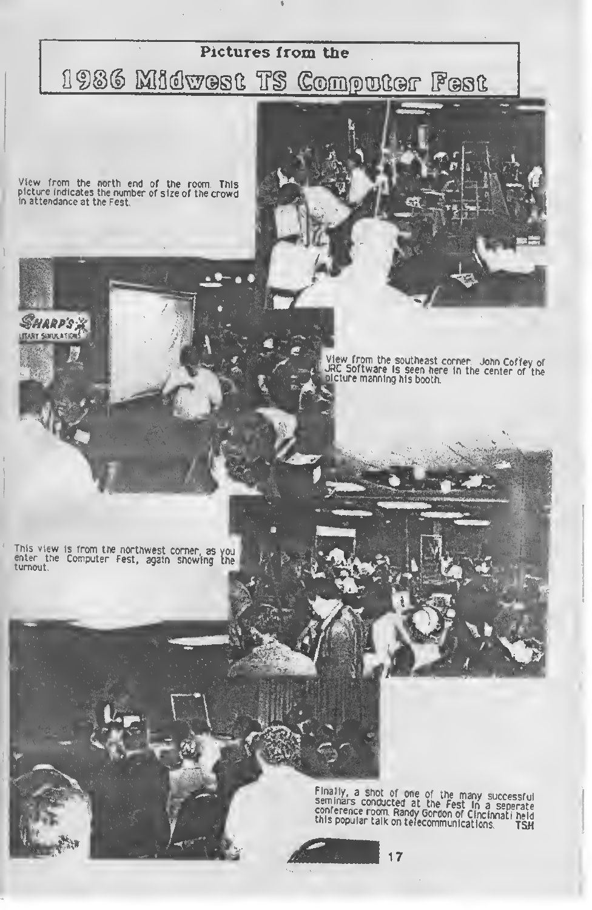# Pictures from the

## 1986 Midwest TS Computer Fest

View from the north end of the room. This picture indicates the number of size of the crowd in attendance at the Fest.

View from the southeast corner. John Coffey of JRC Software is seen here in the center of the picture manning his booth.

This view is from the northwest corner, as you enter the Computer Fest, again showing the turnout.

Finally, a shot of one of the many successful seminars conducted at the Fest in a seperate conference room. Randy Gordon of Cincinnati held this popular talk on telecommunications. TSH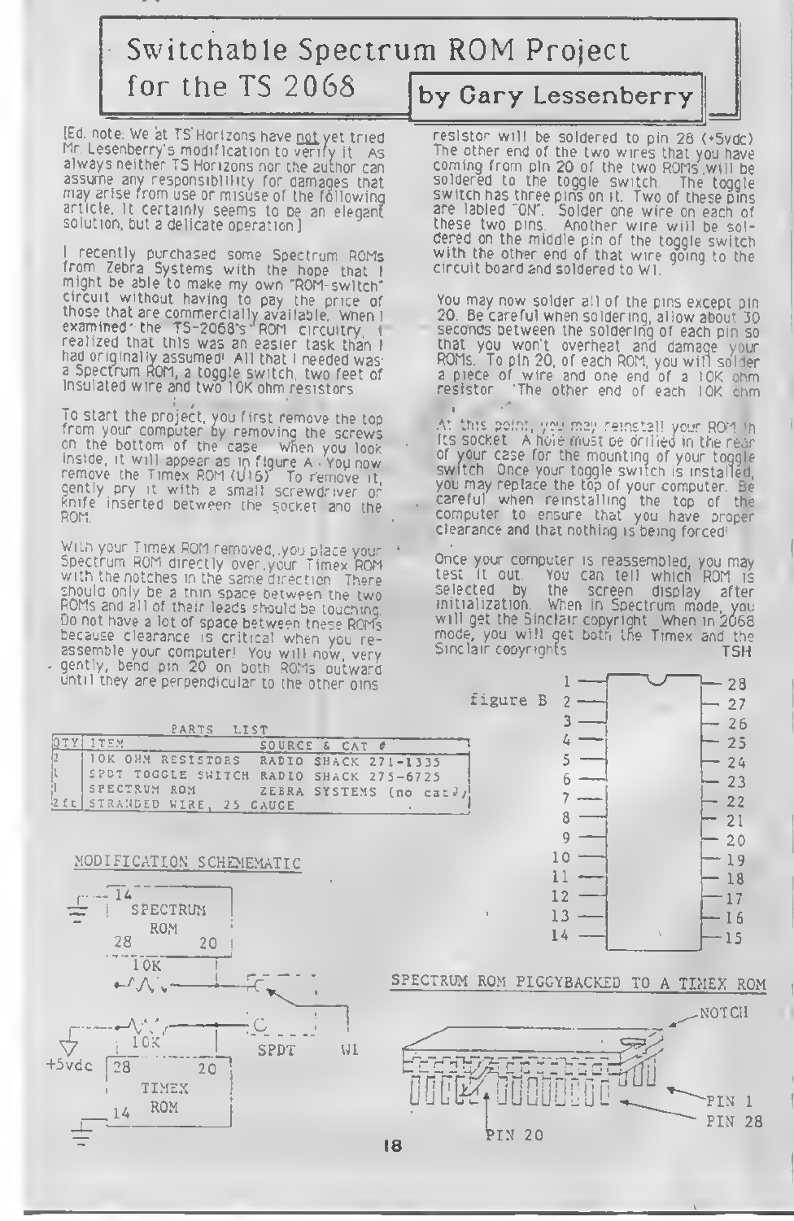# Switchable Spectrum ROM Project for the TS 2068

**by Gary Lessenberry**

[Ed. note: We at TS Horizons have not yet tried Mr. Lesenberry's modification to verify it. As always neither TS Horizons nor the author can assume any responsibility for damages that may arise from use or misuse of the following article. It certainly seems to be an elegant solution, but a delicate operation.]

I recently purchased some Spectrum ROMs from Zebra Systems with the hope that I might be able to make my own "ROM-switch" circuit without having to pay the price of those that are commercially available. When I examined the TS-2068's ROM circuitry, I realized that this was an easier task than I had originally assumed! All that I needed was a Spectrum ROM, a toggle switch, two feet of insulated wire and two 10K ohm resistors.

To start the project, you first remove the top from your computer by removing the screws on the bottom of the case. When you look inside, it will appear as in figure A. You now remove the Timex ROM (U16). To remove it, gently pry it with a small screwdriver or knife inserted between the socket and the ROM.

With your Timex ROM removed, you place your Spectrum ROM directly over your Timex ROM with the notches in the same direction. There should only be a thin space between the two ROMs and all of their leads should be touching. Do not have a lot of space between these ROMs because clearance is critical when you re-assemble your computer! You will now, very gently, bend pin 20 on both ROMs outward until they are perpendicular to the other pins.

You may now solder all of the pins except pin 20. Be careful when soldering, allow about 30 seconds between the soldering of each pin so that you won't overheat and damage your ROMs. To pin 20, of each ROM, you will solder a piece of wire and one end of a 10K ohm resistor. The other end of each 10K ohm resistor will be soldered to pin 28 (+5vdc). The other end of the two wires that you have coming from pin 20 of the two ROMs will be soldered to the toggle switch. The toggle switch has three pins on it. Two of these pins are labled "ON". Solder one wire on each of these two pins. Another wire will be soldered on the middle pin of the toggle switch with the other end of that wire going to the circuit board and soldered to W1.

At this point, you may reinstall your ROM in its socket. A hole must be drilled in the rear of your case for the mounting of your toggle switch. Once your toggle switch is installed, you may replace the top of your computer. Be careful when reinstalling the top of the computer to ensure that you have proper clearance and that nothing is being forced!

Once your computer is reassembled, you may test it out. You can tell which ROM is selected by the screen display after initialization. When in Spectrum mode, you will get the Sinclair copyright. When in 2068 mode, you will get both the Timex and the Sinclair copyrights.

TSH

## PARTS LIST

| QTY | ITEM | SOURCE & CAT # |
|---|---|---|
| 2 | 10K OHM RESISTORS | RADIO SHACK 271-1335 |
| 1 | SPDT TOGGLE SWITCH | RADIO SHACK 275-6725 |
| 1 | SPECTRUM ROM | ZEBRA SYSTEMS (no cat#) |
| 2 ft | STRANDED WIRE, 25 GAUGE | |

MODIFICATION SCHEMATIC

figure B

SPECTRUM ROM PIGGYBACKED TO A TIMEX ROM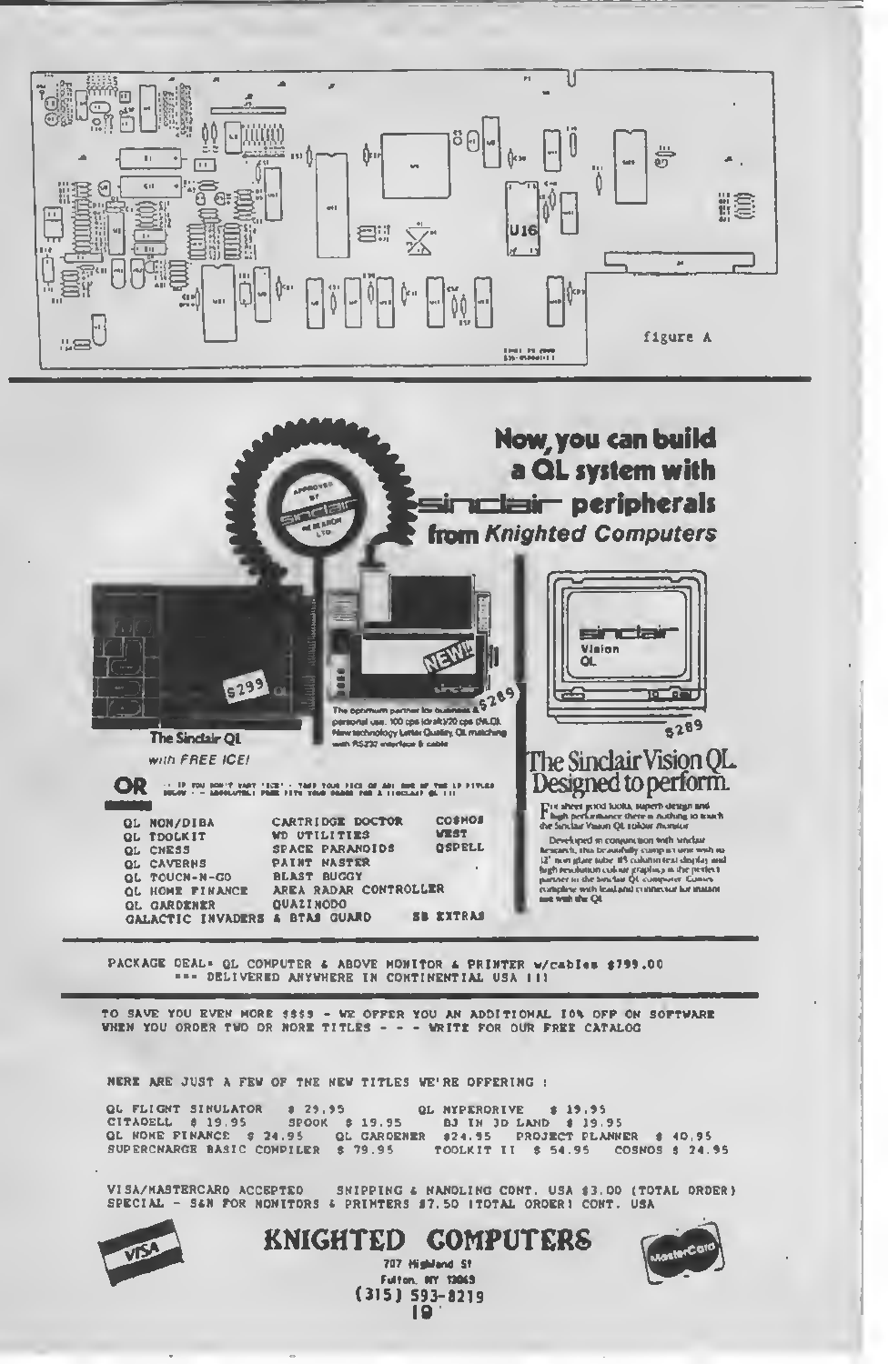figure A

# Now, you can build a QL system with Sinclair peripherals from *Knighted Computers*

**The Sinclair QL** *with FREE ICE!* $299

NEW!! The optimum partner for business & personal use. 100 cps (draft)/20 cps (NLQ). New technology Letter Quality. QL matching with RS232 interface & cable. $289

## The Sinclair Vision QL. Designed to perform.

For sheer good looks, superb design and high performance there is nothing to touch the Sinclair Vision QL colour monitor.

Developed in conjunction with Sinclair Research, this beautifully compact unit with its 12" non glare tube, 85 column text display and high resolution colour graphics is the perfect partner to the Sinclair QL computer. Comes complete with lead and connector for instant use with the QL.

$289

**OR** -- IF YOU DON'T WANT 'ICE' - TAKE YOUR PICK OF ANY ONE OF THE 19 TITLES BELOW -- ABSOLUTELY FREE WITH YOUR ORDER FOR A SINCLAIR QL !!!

```
QL MON/DIBA           CARTRIDGE DOCTOR        COSMOS
QL TOOLKIT            WD UTILITIES            WEST
QL CHESS              SPACE PARANOIDS         QSPELL
QL CAVERNS            PAINT MASTER
QL TOUCH-N-GO         BLAST BUGGY
QL HOME FINANCE       AREA RADAR CONTROLLER
QL GARDENER           QUAZIMODO
GALACTIC INVADERS & STAR GUARD          SB EXTRAS
```

PACKAGE DEAL- QL COMPUTER & ABOVE MONITOR & PRINTER w/cables $799.00
*** DELIVERED ANYWHERE IN CONTINENTIAL USA !!!

TO SAVE YOU EVEN MORE $$$$ - WE OFFER YOU AN ADDITIONAL 10% OFF ON SOFTWARE WHEN YOU ORDER TWO OR MORE TITLES - - - WRITE FOR OUR FREE CATALOG

HERE ARE JUST A FEW OF THE NEW TITLES WE'RE OFFERING :

```
QL FLIGHT SIMULATOR   $ 29.95      QL HYPERDRIVE   $ 19.95
CITADELL  $ 19.95     SPOOK  $ 19.95     BJ IN 3D LAND  $ 19.95
QL HOME FINANCE  $ 24.95   QL GARDENER  $24.95   PROJECT PLANNER  $ 40.95
SUPERCHARGE BASIC COMPILER  $ 79.95     TOOLKIT II  $ 54.95    COSMOS $ 24.95
```

VISA/MASTERCARD ACCEPTED     SHIPPING & HANDLING CONT. USA $3.00 (TOTAL ORDER)
SPECIAL - S&H FOR MONITORS & PRINTERS $7.50 (TOTAL ORDER) CONT. USA

## KNIGHTED COMPUTERS

707 Highland St
Fulton, NY 13069
(315) 593-8219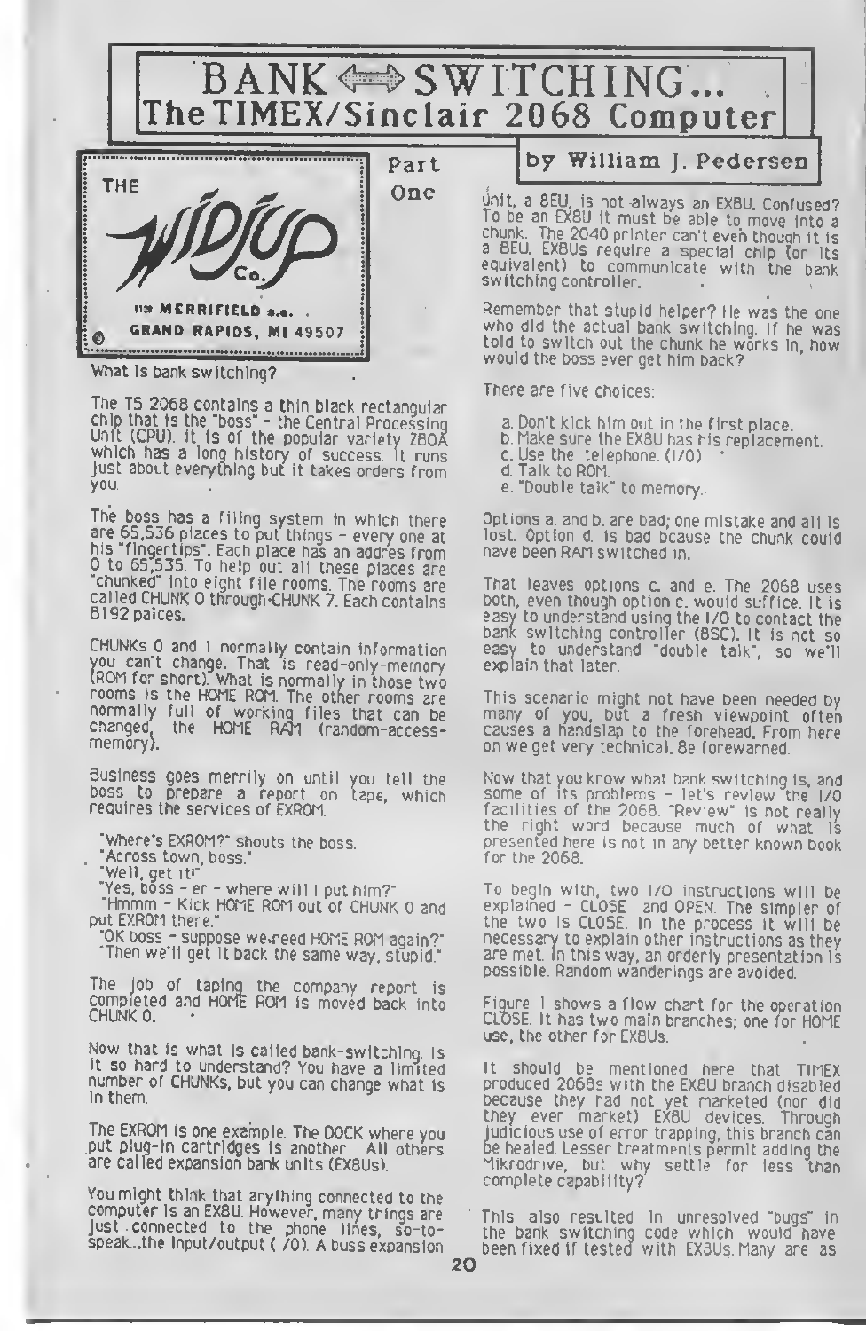# BANK ⟺ SWITCHING...
## The TIMEX/Sinclair 2068 Computer

**Part One**

**by William J. Pedersen**

THE WIDJUP Co.
1124 MERRIFIELD s.e.
GRAND RAPIDS, MI 49507

What is bank switching?

The TS 2068 contains a thin black rectangular chip that is the "boss" - the Central Processing Unit (CPU). It is of the popular variety Z80A which has a long history of success. It runs just about everything but it takes orders from you.

The boss has a filing system in which there are 65,536 places to put things - every one at his "fingertips". Each place has an addres from 0 to 65,535. To help out all these places are "chunked" into eight file rooms. The rooms are called CHUNK 0 through CHUNK 7. Each contains 8192 paices.

CHUNKs 0 and 1 normally contain information you can't change. That is read-only-memory (ROM for short). What is normally in those two rooms is the HOME ROM. The other rooms are normally full of working files that can be changed, the HOME RAM (random-access-memory).

Business goes merrily on until you tell the boss to prepare a report on tape, which requires the services of EXROM.

"Where's EXROM?" shouts the boss.
"Across town, boss."
"Well, get it!"
"Yes, boss - er - where will I put him?"
"Hmmm - Kick HOME ROM out of CHUNK 0 and put EXROM there."
"OK boss - suppose we need HOME ROM again?"
"Then we'll get it back the same way, stupid."

The job of taping the company report is completed and HOME ROM is moved back into CHUNK 0.

Now that is what is called bank-switching. Is it so hard to understand? You have a limited number of CHUNKs, but you can change what is in them.

The EXROM is one example. The DOCK where you put plug-in cartridges is another. All others are called expansion bank units (EXBUs).

You might think that anything connected to the computer is an EXBU. However, many things are just connected to the phone lines, so-to-speak...the input/output (I/O). A buss expansion unit, a BEU, is not always an EXBU. Confused? To be an EXBU it must be able to move into a chunk. The 2040 printer can't even though it is a BEU. EXBUs require a special chip (or its equivalent) to communicate with the bank switching controller.

Remember that stupid helper? He was the one who did the actual bank switching. If he was told to switch out the chunk he works in, how would the boss ever get him back?

There are five choices:

a. Don't kick him out in the first place.
b. Make sure the EXBU has his replacement.
c. Use the telephone. (I/O)
d. Talk to ROM.
e. "Double talk" to memory.

Options a. and b. are bad; one mistake and all is lost. Option d. is bad bcause the chunk could have been RAM switched in.

That leaves options c. and e. The 2068 uses both, even though option c. would suffice. It is easy to understand using the I/O to contact the bank switching controller (BSC). It is not so easy to understand "double talk", so we'll explain that later.

This scenario might not have been needed by many of you, but a fresh viewpoint often causes a handslap to the forehead. From here on we get very technical. Be forewarned.

Now that you know what bank switching is, and some of its problems - let's review the I/O facilities of the 2068. "Review" is not really the right word because much of what is presented here is not in any better known book for the 2068.

To begin with, two I/O instructions will be explained - CLOSE and OPEN. The simpler of the two is CLOSE. In the process it will be necessary to explain other instructions as they are met. In this way, an orderly presentation is possible. Random wanderings are avoided.

Figure 1 shows a flow chart for the operation CLOSE. It has two main branches; one for HOME use, the other for EXBUs.

It should be mentioned here that TIMEX produced 2068s with the EXBU branch disabled because they had not yet marketed (nor did they ever market) EXBU devices. Through judicious use of error trapping, this branch can be healed. Lesser treatments permit adding the Mikrodrive, but why settle for less than complete capability?

This also resulted in unresolved "bugs" in the bank switching code which would have been fixed if tested with EXBUs. Many are as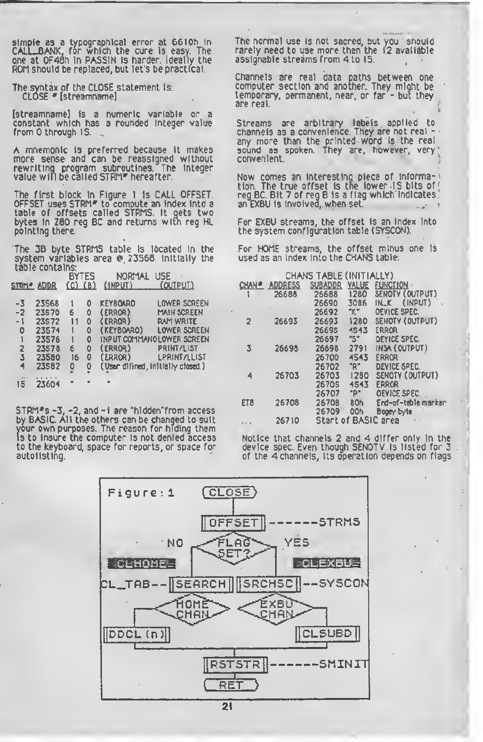simple as a typographical error at 6610h in CALL_BANK, for which the cure is easy. The one at 0F48h in PASSIN is harder. Ideally the ROM should be replaced, but let's be practical.

The syntax of the CLOSE statement is:
  CLOSE # [streamname]

[streamname] is a numeric variable or a constant which has a rounded integer value from 0 through 15.

A mnemonic is preferred because it makes more sense and can be reassigned without rewriting program subroutines. The integer value will be called STRM# hereafter.

The first block in Figure 1 is CALL OFFSET. OFFSET uses STRM# to compute an index into a table of offsets called STRMS. It gets two bytes in Z80 reg BC and returns with reg HL pointing there.

The 38 byte STRMS table is located in the system variables area @ 23568. Initially the table contains:

| STRM# | ADDR | BYTES (C) | BYTES (B) | NORMAL USE (INPUT) | NORMAL USE (OUTPUT) |
|---|---|---|---|---|---|
| -3 | 23568 | 1 | 0 | KEYBOARD | LOWER SCREEN |
| -2 | 23570 | 6 | 0 | (ERROR) | MAIN SCREEN |
| -1 | 23572 | 11 | 0 | (ERROR) | RAM WRITE |
| 0 | 23574 | 1 | 0 | (KEYBOARD) | LOWER SCREEN |
| 1 | 23576 | 1 | 0 | INPUT COMMAND | LOWER SCREEN |
| 2 | 23578 | 6 | 0 | (ERROR) | PRINT/LIST |
| 3 | 23580 | 16 | 0 | (ERROR) | LPRINT/LLIST |
| 4 | 23582 | 0 | 0 | (User difined, initially closed.) | |
| .. | ..... | " | " | " | |
| 15 | 23604 | " | " | " | |

STRM#s -3, -2, and -1 are "hidden" from access by BASIC. All the others can be changed to suit your own purposes. The reason for hiding them is to insure the computer is not denied access to the keyboard, space for reports, or space for autolisting.

The normal use is not sacred, but you should rarely need to use more then the 12 available assignable streams from 4 to 15.

Channels are real data paths between one computer section and another. They might be temporary, permanent, near, or far - but they are real.

Streams are arbitrary labels applied to channels as a convenience. They are not real - any more than the printed word is the real sound as spoken. They are, however, very convenient.

Now comes an interesting piece of information. The true offset is the lower 15 bits of reg BC. Bit 7 of reg B is a flag which indicates an EXBU is involved, when set.

For EXBU streams, the offset is an index into the system configuration table (SYSCON).

For HOME streams, the offset minus one is used as an index into the CHANS table:

CHANS TABLE (INITIALLY)

| CHAN# | ADDRESS | SUBADDR | VALUE | FUNCTION |
|---|---|---|---|---|
| 1 | 26688 | 26688 | 1280 | SENOTV (OUTPUT) |
| | | 26690 | 3086 | IN_K (INPUT) |
| | | 26692 | "K" | DEVICE SPEC. |
| 2 | 26693 | 26693 | 1280 | SENOTV (OUTPUT) |
| | | 26695 | 4543 | ERROR |
| | | 26697 | "S" | DEVICE SPEC. |
| 3 | 26698 | 26698 | 2791 | INSA (OUTPUT) |
| | | 26700 | 4543 | ERROR |
| | | 26702 | "R" | DEVICE SPEC. |
| 4 | 26703 | 26703 | 1280 | SENOTV (OUTPUT) |
| | | 26705 | 4543 | ERROR |
| | | 26707 | "P" | DEVICE SPEC. |
| ET8 | 26708 | 26708 | 80h | End-of-table marker |
| | | 26709 | 00h | Bogey byte |
| ... | 26710 | Start of BASIC area | | |

Notice that channels 2 and 4 differ only in the device spec. Even though SENOTV is listed for 3 of the 4 channels, its operation depends on flags

Figure: 1

```
                    (CLOSE)
                       |
                  [OFFSET] ------STRMS
                       |
          NO       <FLAG SET?>      YES
       CLHOME                      CLEXBU
CL_TAB--[SEARCH]            [SRCHSC]--SYSCON
        <HOME CHAN>         <EXBU CHAN>
   [DDCL(n)]                       [CLSUBD]
                       |
                  [RSTSTR] ------SMINIT
                       |
                     (RET)
```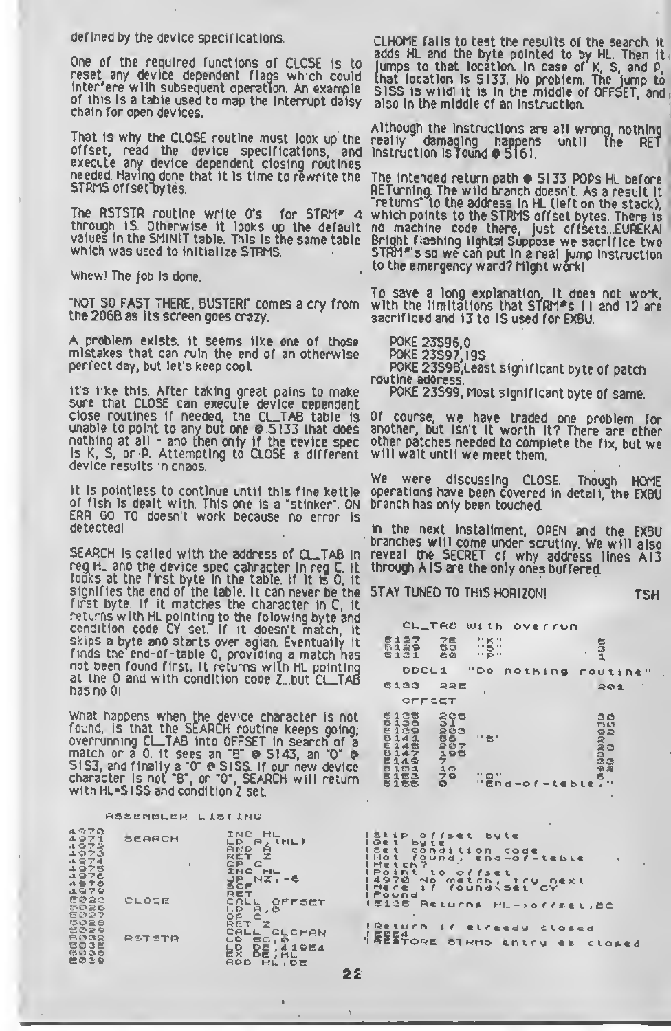defined by the device specifications.

One of the required functions of CLOSE is to reset any device dependent flags which could interfere with subsequent operation. An example of this is a table used to map the interrupt daisy chain for open devices.

That is why the CLOSE routine must look up the offset, read the device specifications, and execute any device dependent closing routines needed. Having done that it is time to rewrite the STRMS offset bytes.

The RSTSTR routine write 0's for STRM# 4 through 15. Otherwise it looks up the default values in the SMINIT table. This is the same table which was used to initialize STRMS.

Whew! The job is done.

"NOT SO FAST THERE, BUSTER!" comes a cry from the 2068 as its screen goes crazy.

A problem exists. It seems like one of those mistakes that can ruin the end of an otherwise perfect day, but let's keep cool.

It's like this. After taking great pains to make sure that CLOSE can execute device dependent close routines if needed, the CL_TAB table is unable to point to any but one @ 5133 that does nothing at all - and then only if the device spec is K, S, or P. Attempting to CLOSE a different device results in chaos.

It is pointless to continue until this fine kettle of fish is dealt with. This one is a "stinker". ON ERR GO TO doesn't work because no error is detected!

SEARCH is called with the address of CL_TAB in reg HL and the device spec cahracter in reg C. It looks at the first byte in the table. If it is 0, it signifies the end of the table. It can never be the first byte. If it matches the character in C, it returns with HL pointing to the folowing byte and condition code CY set. If it doesn't match, it skips a byte and starts over agian. Eventually it finds the end-of-table 0, providing a match has not been found first. It returns with HL pointing at the 0 and with condition code Z...but CL_TAB has no 0!

What happens when the device character is not found, is that the SEARCH routine keeps going; overrunning CL_TAB into OFFSET in search of a match or a 0. It sees an "B" @ 5143, an "O" @ 5153, and finally a "0" @ 5155. If our new device character is not "B", or "O", SEARCH will return with HL=5155 and condition Z set.

CLHOME fails to test the results of the search. It adds HL and the byte pointed to by HL. Then it jumps to that location. In case of K, S, and P, that location is 5133. No problem. The jump to 5155 is wild! It is in the middle of OFFSET, and also in the middle of an instruction.

Although the instructions are all wrong, nothing really damaging happens until the RET instruction is found @ 5161.

The intended return path @ 5133 POPs HL before RETurning. The wild branch doesn't. As a result it "returns" to the address in HL (left on the stack), which points to the STRMS offset bytes. There is no machine code there, just offsets...EUREKA! Bright flashing lights! Suppose we sacrifice two STRM#'s so we can put in a real jump instruction to the emergency ward? Might work!

To save a long explanation, it does not work, with the limitations that STRM#'s 11 and 12 are sacrificed and 13 to 15 used for EXBU.

POKE 23596,0
POKE 23597,195
POKE 23598,Least significant byte of patch routine adoress.
POKE 23599, Most significant byte of same.

Of course, we have traded one problem for another, but isn't it worth it? There are other other patches needed to complete the fix, but we will wait until we meet them.

We were discussing CLOSE. Though HOME operations have been covered in detail, the EXBU branch has only been touched.

In the next installment, OPEN and the EXBU branches will come under scrutiny. We will also reveal the SECRET of why address lines A13 through A15 are the only ones buffered.

STAY TUNED TO THIS HORIZON! TSH

```
CL_TAB with overrun

5127   75    "K"         5
5129   83    "S"         3
5131   80    "P"         1

      DDCL1  "Do nothing routine"
5133   225                201

      OFFSET

5135   206                30
5137   31                 0
5139   203                0
5141   66    "B"          2
5145   207                0
5147   198                0
5149   7                  0
5151   16                 0
5153   79    "O"          2
5155   0     "End-of-table."
```

ASSEMBLER LISTING

```
4970             INC HL           ;Skip offset byte
4971  SEARCH     LD A,(HL)        ;Get byte
4972             AND A            ;Set condition code
4973             RET Z            ;Not found, end-of-table
4974             CP C             ;Match?
4975             INC HL           ;Point to offset
4976             JP NZ,-6         ;4970 No match, try next
4978             SCF              ;Here if found\Set CY
4979             RET              ;Found
5022  CLOSE      CALL OFFSET      ;5135 Returns HL->offset,BC
5025             LD A,B
5026             OR C
5027             RET Z            ;Return if already closed
5028             CALL CLCHAN      ;5064
5032  RSTSTR     LD BC,0          ;RESTORE STRMS entry as closed
5035             LD DE,41984
5038             EX DE,HL
5039             ADD HL,DE
```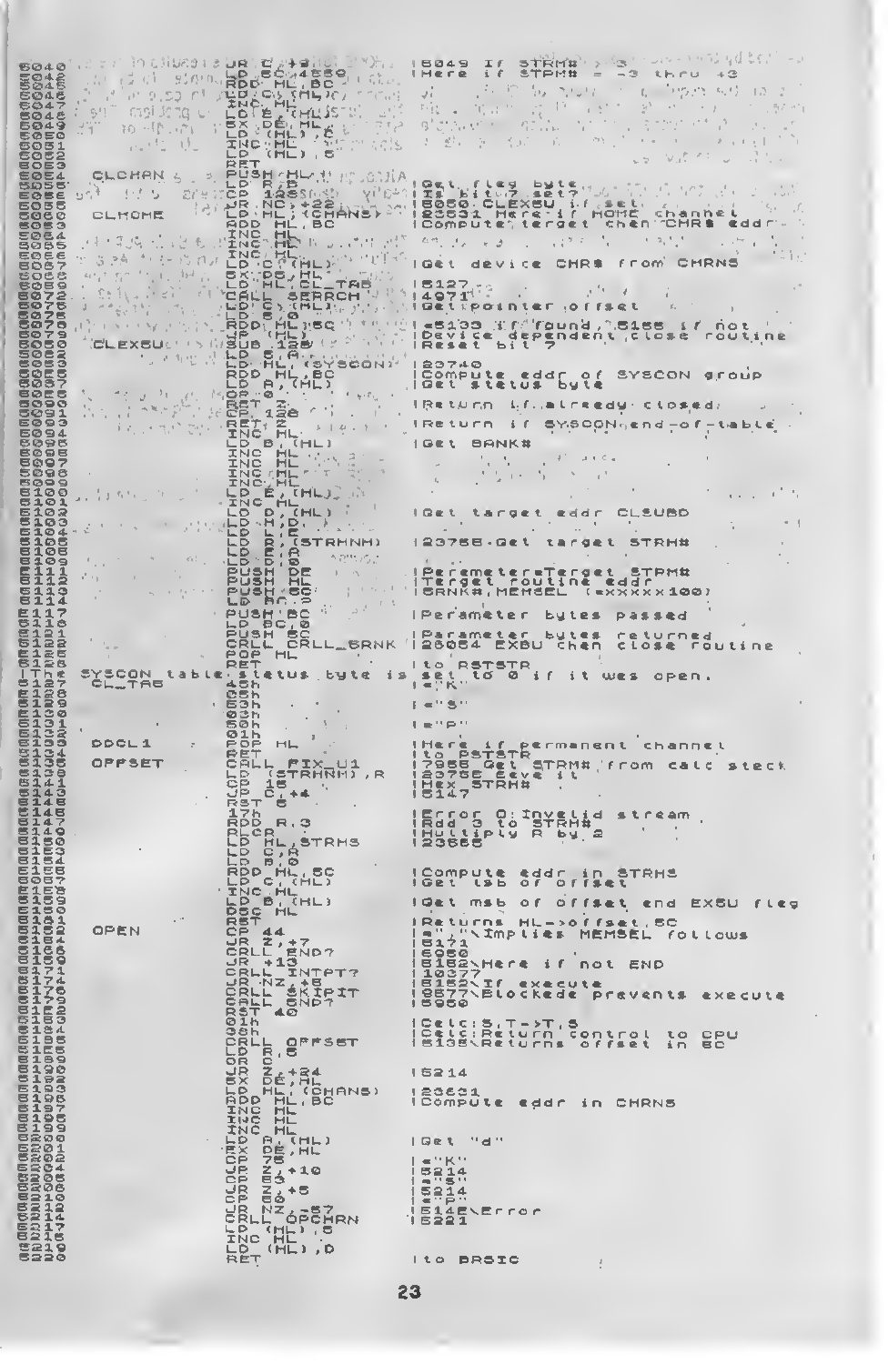```
05040           JR C,+3                 |5049 If STRM# >
05041           LD BC,4559              |Here if STRM# = -3 thru +3
05045           ADD HL,BC
05046           LD C,(HL)
05047           INC HL
05048           LD B,(HL)
05049           EX DE,HL
05050           LD (HL),C
05051           INC HL
05052           LD (HL),B
05053           RET
05054   CLCHAN  PUSH HL
05055           LD A,B                  |Get flag byte
05056           CP 128                  |Is bit 7 set?
05058           JR NC,+22               |5050 CLEXBU if set
05059           LD HL,(CHANS)           |23631 Here if HOME channel
05061   CLHOME  ADD HL,BC               |Compute target chan CHR$ addr
05064           INC HL
05065           INC HL
05066           INC HL
05067           LD C,(HL)               |Get device CHR$ from CHRNS
05069           EX DE,HL
05070           LD HL,CL_TAB            |5127
05072           CALL SERRCH             |4971
05074           LD C,(HL)               |Get pointer offset
05076           LD B,0
05078           ADD HL,BC               |=5133 if found, 5155 if not
05079           JP (HL)                 |Device dependent close routine
05080   CLEXBU  SUB 128                 |Reset bit 7
05082           LD B,A
05083           LD HL,(SYSCON)          |23740
05085           ADD HL,BC               |Compute addr of SYSCON group
05087           LD A,(HL)               |Get status byte
05088           CP 0
05090           RET Z                   |Return if already closed
05091           CP 128
05092           RET Z                   |Return if SYSCON end-of-table
05093           INC HL
05094           LD B,(HL)               |Get BANK#
05096           INC HL
05097           INC HL
05098           INC HL
05099           INC HL
05100           LD E,(HL)
05101           INC HL
05102           LD D,(HL)               |Get target addr CLSUBD
05103           LD H,B
05104           LD L,0
05105           LD A,(STRMNM)           |23766 Get target STRM#
05106           LD E,A
05108           LD D,0
05109           PUSH DE                 |Parameter=Target STRM#
05111           PUSH HL                 |Target routine addr
05112           PUSH BC                 |BANK#,MEMSEL (=xxxxx100)
05113           LD BC,2
05114           PUSH BC                 |Parameter bytes passed
05117           LD BC,0
05118           PUSH BC                 |Parameter bytes returned
05120           CALL CALL_BANK          |26064 EXBU chan close routine
05122           POP HL
05126           RET                     |to RSTSTR
|The SYSCON table status byte is set to 0 if it was open.
05127   CL_TAB  4Bh                     |="K"
05128           05h
05129           53h                     |="S"
05130           06h
05131           50h                     |="P"
05132           01h
05133   DDCL1   POP HL                  |Here if permanent channel
05134           RET                     |to RSTSTR
05135   OFFSET  CALL FIX_U1             |7956 Get STRM# from calc stack
05138           LD (STRMNM),A           |23766 Save it
05141           CP 16                   |Hex STRM#
05143           JR C,+4                 |5147
05145           RST 8
05146           17h                     |Error O:Invalid stream
05147           ADD A,3                 |Add 3 to STRM#
05149           RLCA                    |Multiply A by 2
05150           LD HL,STRMS             |23568
05153           LD C,A
05154           LD B,0
05156           ADD HL,BC               |Compute addr in STRMS
05157           LD C,(HL)               |Get lsb of offset
05158           INC HL
05159           LD B,(HL)               |Get msb of offset and EXBU flag
05160           DEC HL
05161           RET                     |Returns HL->offset,BC
05162   OPEN    CP 44                   |=","\Implies MEMSEL follows
05164           JR Z,+7                 |5171
05166           CALL END?               |6050
05169           JR +13                  |5182\Here if not END
05171           CALL INTPT?             |10377
05174           JR NZ,+8                |5182\If execute
05176           CALL SKIPIT             |8877\Blockade prevents execute
05179           CALL END?               |5950
05182           RST 40
05183           01h                     |Calc:S,T->T,S
05184           38h                     |Calc:Return control to CPU
05185           CALL OFFSET             |5135\Returns offset in BC
05188           LD A,B
05189           OR C
05190           JR NZ,+24               |5214
05192           EX DE,HL
05193           LD HL,(CHANS)           |23631
05196           ADD HL,BC               |Compute addr in CHRNS
05197           INC HL
05198           INC HL
05199           INC HL
05200           LD A,(HL)               |Get "d"
05201           EX DE,HL
05202           CP 75                   |="K"
05204           JR Z,+10                |5214
05206           CP 83                   |="S"
05208           JR Z,+5                 |5214
05210           CP 80                   |="P"
05212           JR NZ,-67               |5146\Error
05214           CALL OPCHAN             |5221
05217           LD (HL),E
05218           INC HL
05219           LD (HL),D
05220           RET                     |to BASIC
```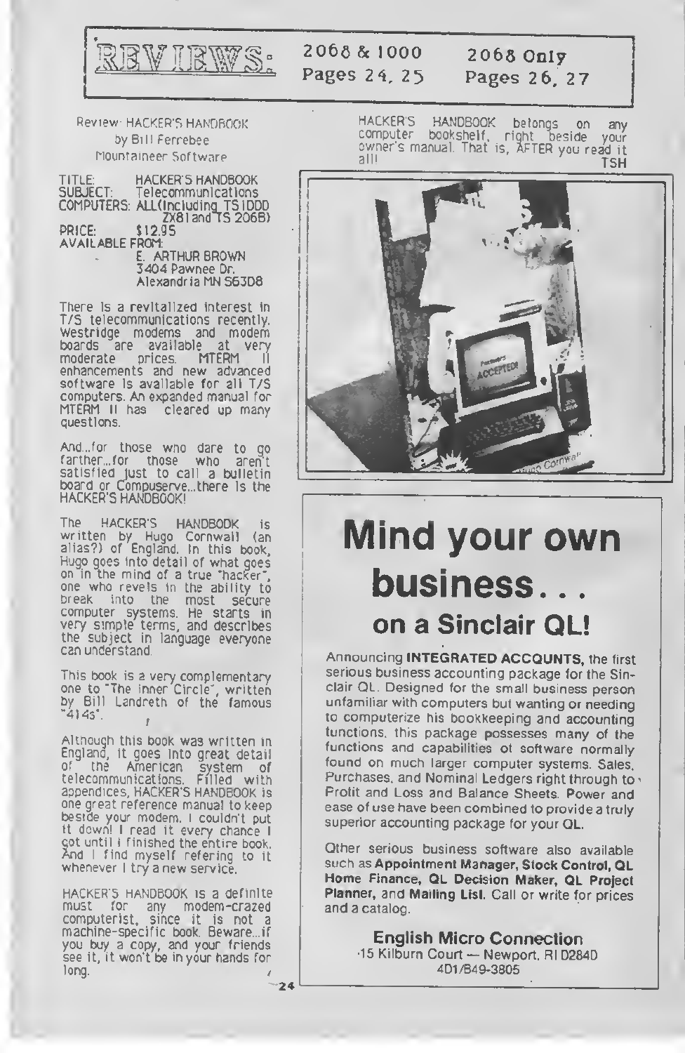# REVIEWS:

2068 & 1000 Pages 24, 25 — 2068 Only Pages 26, 27

Review: HACKER'S HANDBOOK
by Bill Ferrebee
Mountaineer Software

TITLE: HACKER'S HANDBOOK
SUBJECT: Telecommunications
COMPUTERS: ALL(Including TS1000 ZX81 and TS 2068)
PRICE: $12.95
AVAILABLE FROM:
E. ARTHUR BROWN
3404 Pawnee Dr.
Alexandria MN 56308

There is a revitalized interest in T/S telecommunications recently. Westridge modems and modem boards are available at very moderate prices. MTERM II enhancements and new advanced software is available for all T/S computers. An expanded manual for MTERM II has cleared up many questions.

And...for those who dare to go farther...for those who aren't satisfied just to call a bulletin board or Compuserve...there is the HACKER'S HANDBOOK!

The HACKER'S HANDBOOK is written by Hugo Cornwall (an alias?) of England. In this book, Hugo goes into detail of what goes on in the mind of a true "hacker", one who revels in the ability to break into the most secure computer systems. He starts in very simple terms, and describes the subject in language everyone can understand.

This book is a very complementary one to "The Inner Circle", written by Bill Landreth of the famous "414s".

Although this book was written in England, it goes into great detail of the American system of telecommunications. Filled with appendices, HACKER'S HANDBOOK is one great reference manual to keep beside your modem. I couldn't put it down! I read it every chance I got until I finished the entire book. And I find myself refering to it whenever I try a new service.

HACKER'S HANDBOOK is a definite must for any modem-crazed computerist, since it is not a machine-specific book. Beware...if you buy a copy, and your friends see it, it won't be in your hands for long.

HACKER'S HANDBOOK belongs on any computer bookshelf, right beside your owner's manual. That is, AFTER you read it all!

TSH

---

# Mind your own business...

## on a Sinclair QL!

Announcing **INTEGRATED ACCOUNTS**, the first serious business accounting package for the Sinclair QL. Designed for the small business person unfamiliar with computers but wanting or needing to computerize his bookkeeping and accounting functions, this package possesses many of the functions and capabilities of software normally found on much larger computer systems. Sales, Purchases, and Nominal Ledgers right through to Profit and Loss and Balance Sheets. Power and ease of use have been combined to provide a truly superior accounting package for your QL.

Other serious business software also available such as **Appointment Manager, Stock Control, QL Home Finance, QL Decision Maker, QL Project Planner,** and **Mailing List.** Call or write for prices and a catalog.

**English Micro Connection**
15 Kilburn Court — Newport, RI 02840
401/849-3805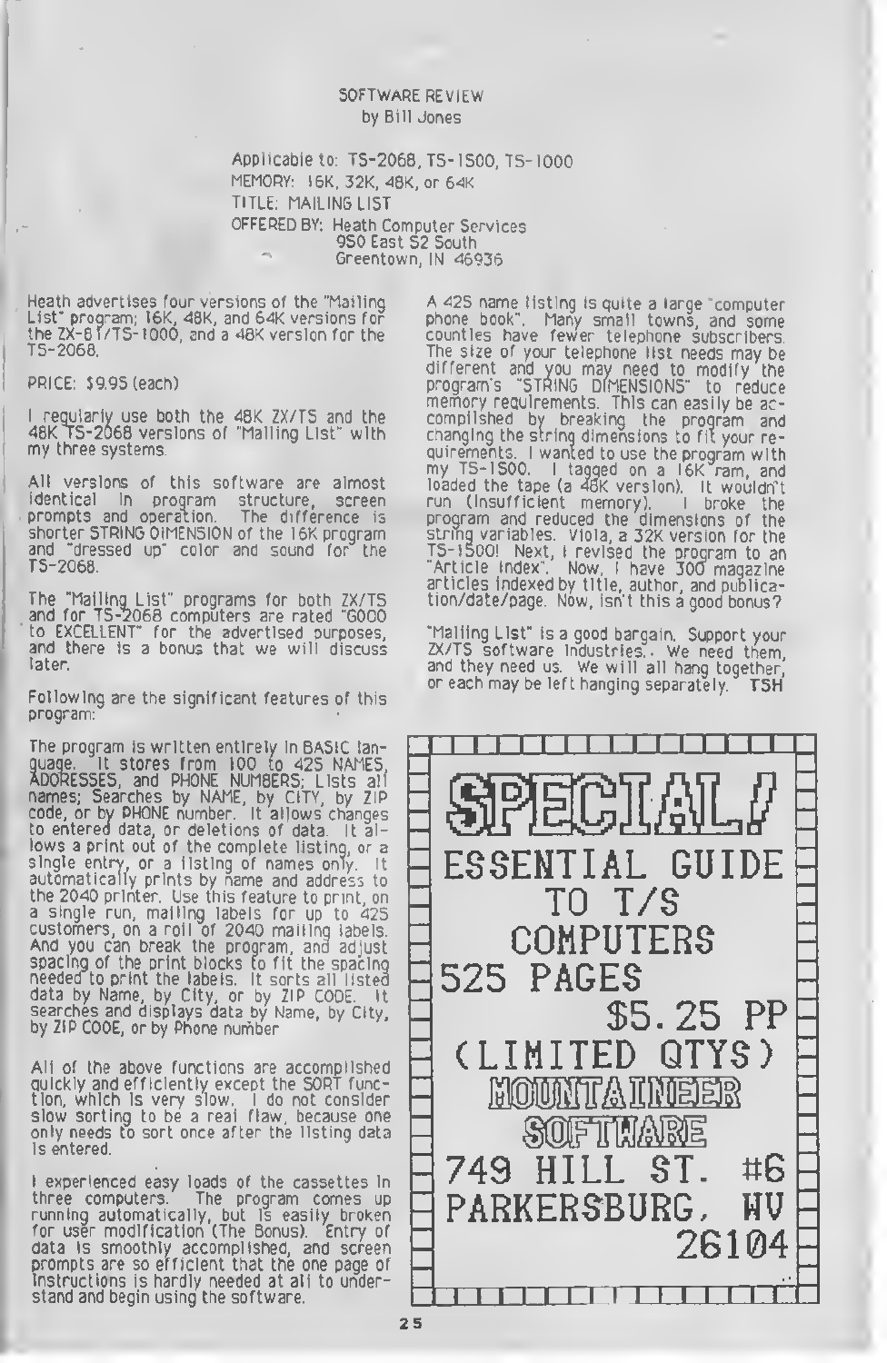# SOFTWARE REVIEW

by Bill Jones

Applicable to: TS-2068, TS-1500, TS-1000
MEMORY: 16K, 32K, 48K, or 64K
TITLE: MAILING LIST
OFFERED BY: Heath Computer Services
950 East 52 South
Greentown, IN 46936

Heath advertises four versions of the "Mailing List" program; 16K, 48K, and 64K versions for the ZX-81/TS-1000, and a 48K version for the TS-2068.

PRICE: $9.95 (each)

I regularly use both the 48K ZX/TS and the 48K TS-2068 versions of "Mailing List" with my three systems.

All versions of this software are almost identical in program structure, screen prompts and operation. The difference is shorter STRING DIMENSION of the 16K program and "dressed up" color and sound for the TS-2068.

The "Mailing List" programs for both ZX/TS and for TS-2068 computers are rated "GOOD to EXCELLENT" for the advertised purposes, and there is a bonus that we will discuss later.

Following are the significant features of this program:

The program is written entirely in BASIC language. It stores from 100 to 425 NAMES, ADDRESSES, and PHONE NUMBERS; Lists all names; Searches by NAME, by CITY, by ZIP code, or by PHONE number. It allows changes to entered data, or deletions of data. It allows a print out of the complete listing, or a single entry, or a listing of names only. It automatically prints by name and address to the 2040 printer. Use this feature to print, on a single run, mailing labels for up to 425 customers, on a roll of 2040 mailing labels. And you can break the program, and adjust spacing of the print blocks to fit the spacing needed to print the labels. It sorts all listed data by Name, by City, or by ZIP CODE. It searches and displays data by Name, by City, by ZIP CODE, or by Phone number

All of the above functions are accomplished quickly and efficiently except the SORT function, which is very slow. I do not consider slow sorting to be a real flaw, because one only needs to sort once after the listing data is entered.

I experienced easy loads of the cassettes in three computers. The program comes up running automatically, but is easily broken for user modification (The Bonus). Entry of data is smoothly accomplished, and screen prompts are so efficient that the one page of instructions is hardly needed at all to understand and begin using the software.

A 425 name listing is quite a large "computer phone book". Many small towns, and some counties have fewer telephone subscribers. The size of your telephone list needs may be different and you may need to modify the program's "STRING DIMENSIONS" to reduce memory requirements. This can easily be accomplished by breaking the program and changing the string dimensions to fit your requirements. I wanted to use the program with my TS-1500. I tagged on a 16K ram, and loaded the tape (a 48K version). It wouldn't run (Insufficient memory). I broke the program and reduced the dimensions of the string variables. Viola, a 32K version for the TS-1500! Next, I revised the program to an "Article Index". Now, I have 300 magazine articles indexed by title, author, and publication/date/page. Now, isn't this a good bonus?

"Mailing List" is a good bargain. Support your ZX/TS software industries.. We need them, and they need us. We will all hang together, or each may be left hanging separately. **TSH**

---

**SPECIAL!**

ESSENTIAL GUIDE TO T/S COMPUTERS
525 PAGES
$5.25 PP
(LIMITED QTYS)

MOUNTAINEER SOFTWARE
749 HILL ST. #6
PARKERSBURG, WV
26104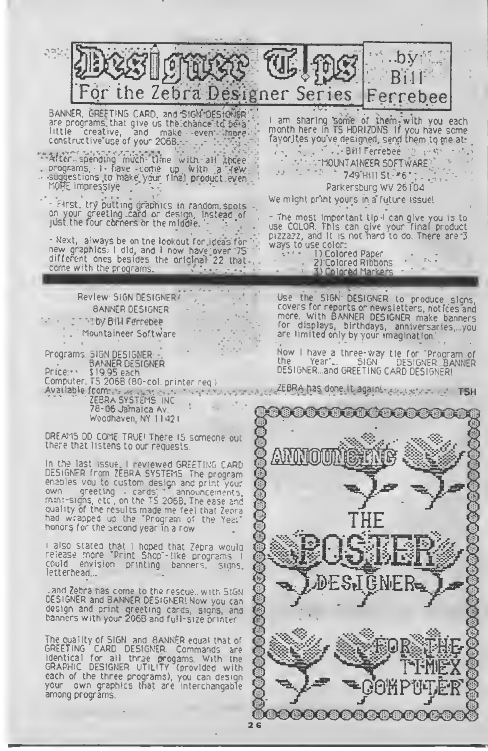# Designer Tips

## For the Zebra Designer Series

...by Bill Ferrebee

BANNER, GREETING CARD, and SIGN DESIGNER are programs that give us the chance to be a little creative, and make even more constructive use of your 2068.

After spending much time with all three programs, I have come up with a few suggestions to make your final product even MORE impressive.

- First, try putting graphics in random spots on your greeting card or design, instead of just the four corners or the middle.

- Next, always be on the lookout for ideas for new graphics. I did, and I now have over 75 different ones besides the original 22 that come with the programs.

I am sharing some of them with you each month here in TS HORIZONS. If you have some favorites you've designed, send them to me at:

Bill Ferrebee
MOUNTAINEER SOFTWARE
749 Hill St. #6
Parkersburg WV 26104

We might print yours in a future issue!

- The most important tip I can give you is to use COLOR. This can give your final product pizzazz, and it is not hard to do. There are 3 ways to use color:

1) Colored Paper
2) Colored Ribbons
3) Colored Markers

---

## Review: SIGN DESIGNER/ BANNER DESIGNER

by Bill Ferrebee
Mountaineer Software

Programs: SIGN DESIGNER
BANNER DESIGNER
Price: $19.95 each
Computer: TS 2068 (80-col. printer req.)
Available from:
ZEBRA SYSTEMS, INC
78-06 Jamaica Av.
Woodhaven, NY 11421

DREAMS DO COME TRUE! There IS someone out there that listens to our requests.

In the last issue, I reviewed GREETING CARD DESIGNER from ZEBRA SYSTEMS. The program enables you to custom design and print your own greeting cards, announcements, mini-signs, etc., on the TS 2068. The ease and quality of the results made me feel that Zebra had wrapped up the "Program of the Year" honors for the second year in a row.

I also stated that I hoped that Zebra would release more "Print Shop"-like programs. I could envision printing banners, signs, letterhead...

...and Zebra has come to the rescue... with SIGN DESIGNER and BANNER DESIGNER! Now you can design and print greeting cards, signs, and banners with your 2068 and full-size printer.

The quality of SIGN and BANNER equal that of GREETING CARD DESIGNER. Commands are identical for all three progams. With the GRAPHIC DESIGNER UTILITY (provided with each of the three programs), you can design your own graphics that are interchangable among programs.

Use the SIGN DESIGNER to produce signs, covers for reports or newsletters, notices and more. With BANNER DESIGNER make banners for displays, birthdays, anniversaries,...you are limited only by your imagination.

Now I have a three-way tie for "Program of the Year"... SIGN DESIGNER...BANNER DESIGNER...and GREETING CARD DESIGNER!

ZEBRA has done it again!

TSH

---

ANNOUNCING

THE POSTER DESIGNER

FOR THE TIMEX COMPUTER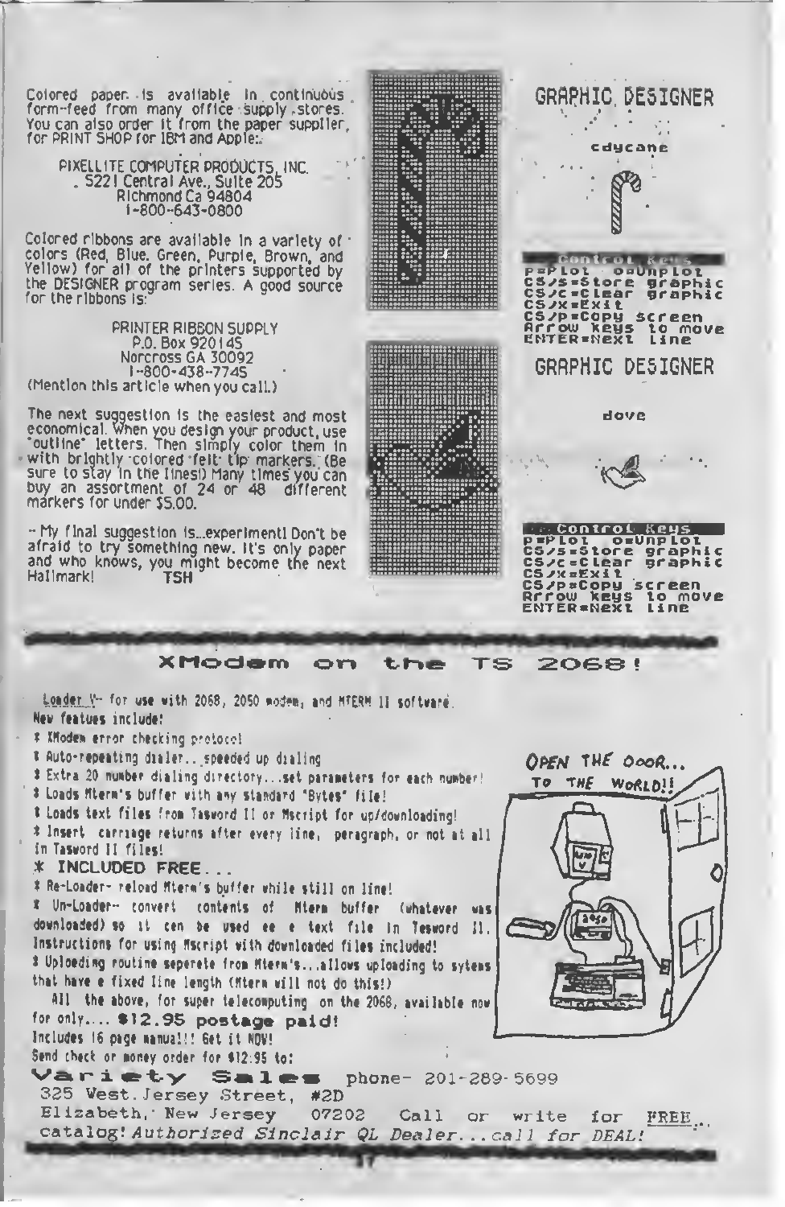Colored paper is available in continuous form-feed from many office supply stores. You can also order it from the paper supplier, for PRINT SHOP for IBM and Apple:

PIXELLITE COMPUTER PRODUCTS, INC.
5221 Central Ave., Suite 205
Richmond Ca 94804
1-800-643-0800

Colored ribbons are available in a variety of colors (Red, Blue, Green, Purple, Brown, and Yellow) for all of the printers supported by the DESIGNER program series. A good source for the ribbons is:

PRINTER RIBBON SUPPLY
P.O. Box 920145
Norcross GA 30092
1-800-438-7745
(Mention this article when you call.)

The next suggestion is the easiest and most economical. When you design your product, use "outline" letters. Then simply color them in with brightly colored felt tip markers. (Be sure to stay in the lines!) Many times you can buy an assortment of 24 or 48 different markers for under $5.00.

-- My final suggestion is...experiment! Don't be afraid to try something new. It's only paper and who knows, you might become the next Hallmark! TSH

GRAPHIC DESIGNER

cdycane

Control Keys
P=Plot O=Unplot
CS/S=Store graphic
CS/C=Clear graphic
CS/X=Exit
CS/P=Copy screen
Arrow keys to move
ENTER=Next line

GRAPHIC DESIGNER

dove

Control Keys
P=Plot O=Unplot
CS/S=Store graphic
CS/C=Clear graphic
CS/X=Exit
CS/P=Copy screen
Arrow keys to move
ENTER=Next line

## XModem on the TS 2068!

Loader V-- for use with 2068, 2050 modem, and MTERM II software.

New featues include:

* XModem error checking protocol
* Auto-repeating dialer...speeded up dialing
* Extra 20 number dialing directory...set parameters for each number!
* Loads Mterm's buffer with any standard "Bytes" file!
* Loads text files from Tasword II or Mscript for up/downloading!
* Insert carriage returns after every line, paragraph, or not at all in Tasword II files!

**INCLUDED FREE...**

* Re-Loader- reload Mterm's buffer while still on line!
* Un-Loader-- convert contents of Mterm buffer (whatever was downloaded) so it can be used as a text file in Tasword II. Instructions for using Mscript with downloaded files included!
* Uploading routine seperate from Mterm's...allows uploading to sytems that have a fixed line length (Mterm will not do this!)

All the above, for super telecomputing on the 2068, available now for only.... **$12.95 postage paid!**

Includes 16 page manual!! Get it NOW!

Send check or money order for $12.95 to:

OPEN THE DOOR... TO THE WORLD!!

**Variety Sales** phone- 201-289-5699
325 West Jersey Street, #2D
Elizabeth, New Jersey 07202 Call or write for FREE catalog! *Authorized Sinclair QL Dealer...call for DEAL!*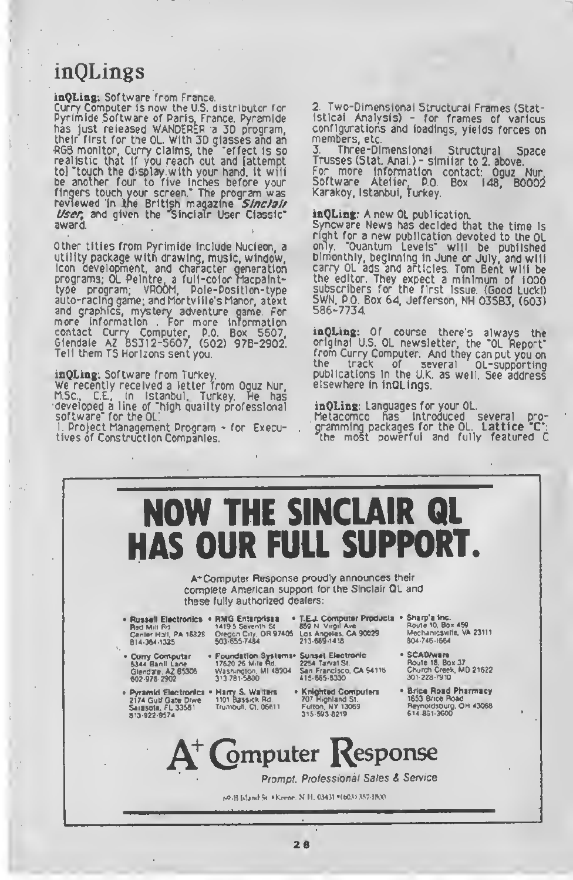# inQLings

**inQLing:** Software from France.
Curry Computer is now the U.S. distributor for Pyrimide Software of Paris, France. Pyramide has just released WANDERER a 3D program, their first for the QL. With 3D glasses and an RGB monitor, Curry claims, the "effect is so realistic that if you reach out and [attempt to] "touch the display with your hand, it will be another four to five inches before your fingers touch your screen." The program was reviewed in the British magazine *Sinclair User*, and given the "Sinclair User Classic" award.

Other titles from Pyrimide include Nucleon, a utility package with drawing, music, window, icon development, and character generation programs; QL Peintre, a full-color Macpaint-type program; VROOM, Pole-Position-type auto-racing game; and Mortville's Manor, a text and graphics, mystery adventure game. For more information . For more information contact Curry Computer, P.O. Box 5607, Glendale AZ 85312-5607, (602) 978-2902. Tell them TS Horizons sent you.

**inQLing:** Software from Turkey.
We recently received a letter from Oguz Nur, M.Sc., C.E., in Istanbul, Turkey. He has developed a line of "high quality professional software" for the QL:

1. Project Management Program - for Executives of Construction Companies.
2. Two-Dimensional Structural Frames (Statistical Analysis) - for frames of various configurations and loadings, yields forces on members, etc.
3. Three-Dimensional Structural Space Trusses (Stat. Anal.) - similar to 2. above.

For more information contact: Oguz Nur, Software Atelier, P.O. Box 148, 80002 Karakoy, Istanbul, Turkey.

**inQLing:** A new QL publication.
Syncware News has decided that the time is right for a new publication devoted to the QL only. "Quantum Levels" will be published bimonthly, beginning in June or July, and will carry QL ads and articles. Tom Bent will be the editor. They expect a minimum of 1000 subscribers for the first issue. (Good Luck!) SWN, P.O. Box 64, Jefferson, NH 03583, (603) 586-7734.

**inQLing:** Of course there's always the original U.S. QL newsletter, the "QL Report" from Curry Computer. And they can put you on the track of several QL-supporting publications in the U.K. as well. See address elsewhere in inQLings.

**inQLing:** Languages for your QL.
Metacomco has introduced several programming packages for the QL. **Lattice "C"**: "the most powerful and fully featured C

---

# NOW THE SINCLAIR QL HAS OUR FULL SUPPORT.

A+ Computer Response proudly announces their complete American support for the Sinclair QL and these fully authorized dealers:

- **Russell Electronics** Red Mill Rd. Center Hall, PA 16828 814-364-1325
- **Curry Computer** 5344 Banff Lane Glendale, AZ 85306 602-978-2902
- **Pyramid Electronics** 2174 Gulf Gate Drive Sarasota, FL 33581 813-922-9574
- **RMG Enterprises** 1419 5 Seventh St Oregon City, OR 97405 503-655-7484
- **Foundation Systems** 17620 26 Mile Rd. Washington, MI 48094 313-781-5800
- **Harry S. Walters** 1101 Bassick Rd. Trumbull, Ct. 06611
- **T.E.J. Computer Products** 859 N. Virgil Ave Los Angeles, CA 90029 213-669-1418
- **Sunset Electronic** 2254 Taraval St. San Francisco, CA 94116 415-665-8330
- **Knighted Computers** 707 Highland St. Fulton, NY 13069 315-593-8219
- **Sharp's Inc.** Route 10, Box 459 Mechanicsville, VA 23111 804-746-1664
- **SCADAware** Route 18, Box 37 Church Creek, MD 21622 301-228-7910
- **Brice Road Pharmacy** 1653 Brice Road Reynoldsburg, OH 43068 614-861-3600

## A+ Computer Response

*Prompt, Professional Sales & Service*

69-B Island St. • Keene, N.H. 03431 • (603) 357-1800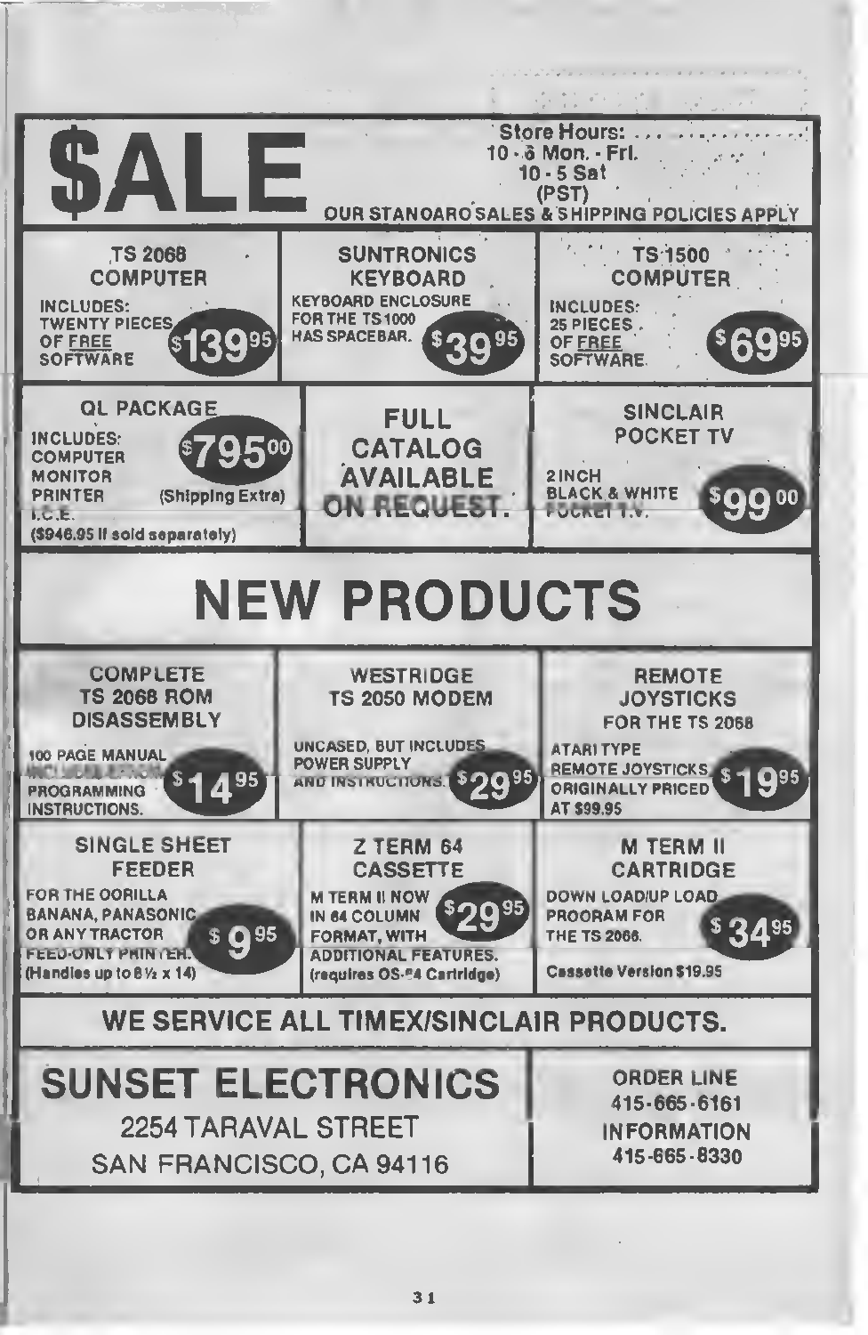# $ALE

Store Hours:
10 - 6 Mon. - Fri.
10 - 5 Sat
(PST)

OUR STANDARD SALES & SHIPPING POLICIES APPLY

## TS 2068 COMPUTER

INCLUDES: TWENTY PIECES OF FREE SOFTWARE

**$139.95**

## SUNTRONICS KEYBOARD

KEYBOARD ENCLOSURE FOR THE TS 1000 HAS SPACEBAR.

**$39.95**

## TS 1500 COMPUTER

INCLUDES: 25 PIECES OF FREE SOFTWARE.

**$69.95**

## QL PACKAGE

INCLUDES:
COMPUTER
MONITOR
PRINTER
I.C.E.

**$795.00** (Shipping Extra)

($946.95 if sold separately)

## FULL CATALOG AVAILABLE ON REQUEST.

## SINCLAIR POCKET TV

2 INCH BLACK & WHITE POCKET T.V.

**$99.00**

# NEW PRODUCTS

## COMPLETE TS 2068 ROM DISASSEMBLY

100 PAGE MANUAL INCLUDES PROGRAMMING INSTRUCTIONS.

**$14.95**

## WESTRIDGE TS 2050 MODEM

UNCASED, BUT INCLUDES POWER SUPPLY AND INSTRUCTIONS.

**$29.95**

## REMOTE JOYSTICKS FOR THE TS 2068

ATARI TYPE REMOTE JOYSTICKS, ORIGINALLY PRICED AT $99.95

**$19.95**

## SINGLE SHEET FEEDER

FOR THE GORILLA BANANA, PANASONIC, OR ANY TRACTOR FEED-ONLY PRINTER. (Handles up to 8½ x 14)

**$9.95**

## Z TERM 64 CASSETTE

M TERM II NOW IN 64 COLUMN FORMAT, WITH ADDITIONAL FEATURES. (requires OS-64 Cartridge)

**$29.95**

## M TERM II CARTRIDGE

DOWN LOAD/UP LOAD PROGRAM FOR THE TS 2068.

**$34.95**

Cassette Version $19.95

## WE SERVICE ALL TIMEX/SINCLAIR PRODUCTS.

## SUNSET ELECTRONICS

2254 TARAVAL STREET
SAN FRANCISCO, CA 94116

ORDER LINE
415-665-6161

INFORMATION
415-665-8330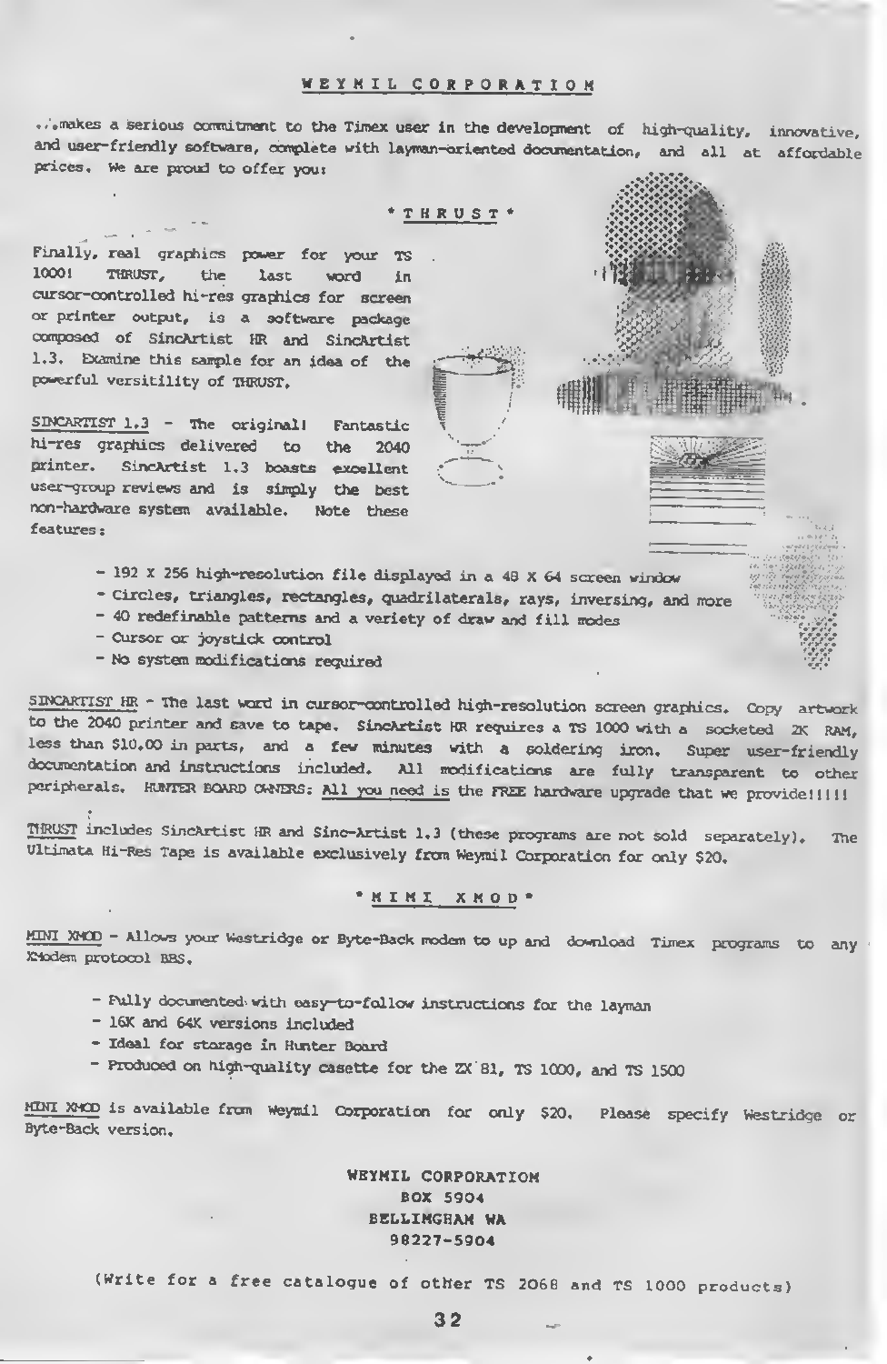## WEYMIL CORPORATION

...makes a serious commitment to the Timex user in the development of high-quality, innovative, and user-friendly software, complete with layman-oriented documentation, and all at affordable prices. We are proud to offer you:

### *THRUST*

Finally, real graphics power for your TS 1000! THRUST, the last word in cursor-controlled hi-res graphics for screen or printer output, is a software package composed of SincArtist HR and SincArtist 1.3. Examine this sample for an idea of the powerful versitility of THRUST.

SINCARTIST 1.3 - The original! Fantastic hi-res graphics delivered to the 2040 printer. SincArtist 1.3 boasts excellent user-group reviews and is simply the best non-hardware system available. Note these features:

- 192 X 256 high-resolution file displayed in a 48 X 64 screen window
- Circles, triangles, rectangles, quadrilaterals, rays, inversing, and more
- 40 redefinable patterns and a veriety of draw and fill modes
- Cursor or joystick control
- No system modifications required

SINCARTIST HR - The last word in cursor-controlled high-resolution screen graphics. Copy artwork to the 2040 printer and save to tape. SincArtist HR requires a TS 1000 with a socketed 2K RAM, less than $10.00 in parts, and a few minutes with a soldering iron. Super user-friendly documentation and instructions included. All modifications are fully transparent to other peripherals. HUNTER BOARD OWNERS: All you need is the FREE hardware upgrade that we provide!!!!!

THRUST includes SincArtist HR and Sinc-Artist 1.3 (these programs are not sold separately). The Ultimata Hi-Res Tape is available exclusively from Weymil Corporation for only $20.

### *MINI XMOD*

MINI XMOD - Allows your Westridge or Byte-Back modem to up and download Timex programs to any XModem protocol BBS.

- Fully documented with easy-to-follow instructions for the layman
- 16K and 64K versions included
- Ideal for storage in Hunter Board
- Produced on high-quality casette for the ZX 81, TS 1000, and TS 1500

MINI XMOD is available from Weymil Corporation for only $20. Please specify Westridge or Byte-Back version.

**WEYMIL CORPORATION**
**BOX 5904**
**BELLINGHAM WA**
**98227-5904**

(Write for a free catalogue of other TS 2068 and TS 1000 products)